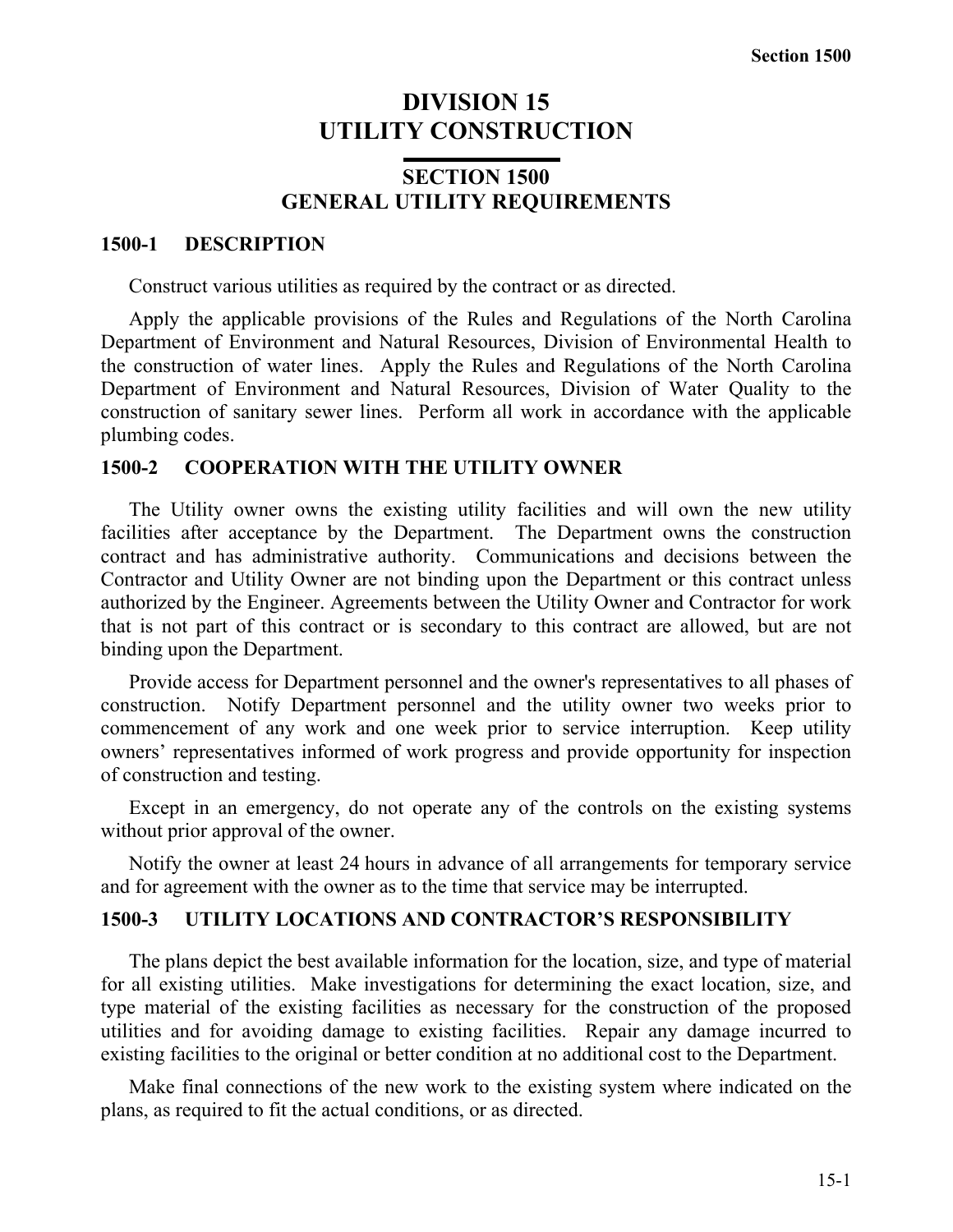# DIVISION 15
# UTILITY CONSTRUCTION

## SECTION 1500
## GENERAL UTILITY REQUIREMENTS

### 1500-1 DESCRIPTION

Construct various utilities as required by the contract or as directed.

Apply the applicable provisions of the Rules and Regulations of the North Carolina Department of Environment and Natural Resources, Division of Environmental Health to the construction of water lines. Apply the Rules and Regulations of the North Carolina Department of Environment and Natural Resources, Division of Water Quality to the construction of sanitary sewer lines. Perform all work in accordance with the applicable plumbing codes.

### 1500-2 COOPERATION WITH THE UTILITY OWNER

The Utility owner owns the existing utility facilities and will own the new utility facilities after acceptance by the Department. The Department owns the construction contract and has administrative authority. Communications and decisions between the Contractor and Utility Owner are not binding upon the Department or this contract unless authorized by the Engineer. Agreements between the Utility Owner and Contractor for work that is not part of this contract or is secondary to this contract are allowed, but are not binding upon the Department.

Provide access for Department personnel and the owner's representatives to all phases of construction. Notify Department personnel and the utility owner two weeks prior to commencement of any work and one week prior to service interruption. Keep utility owners' representatives informed of work progress and provide opportunity for inspection of construction and testing.

Except in an emergency, do not operate any of the controls on the existing systems without prior approval of the owner.

Notify the owner at least 24 hours in advance of all arrangements for temporary service and for agreement with the owner as to the time that service may be interrupted.

### 1500-3 UTILITY LOCATIONS AND CONTRACTOR'S RESPONSIBILITY

The plans depict the best available information for the location, size, and type of material for all existing utilities. Make investigations for determining the exact location, size, and type material of the existing facilities as necessary for the construction of the proposed utilities and for avoiding damage to existing facilities. Repair any damage incurred to existing facilities to the original or better condition at no additional cost to the Department.

Make final connections of the new work to the existing system where indicated on the plans, as required to fit the actual conditions, or as directed.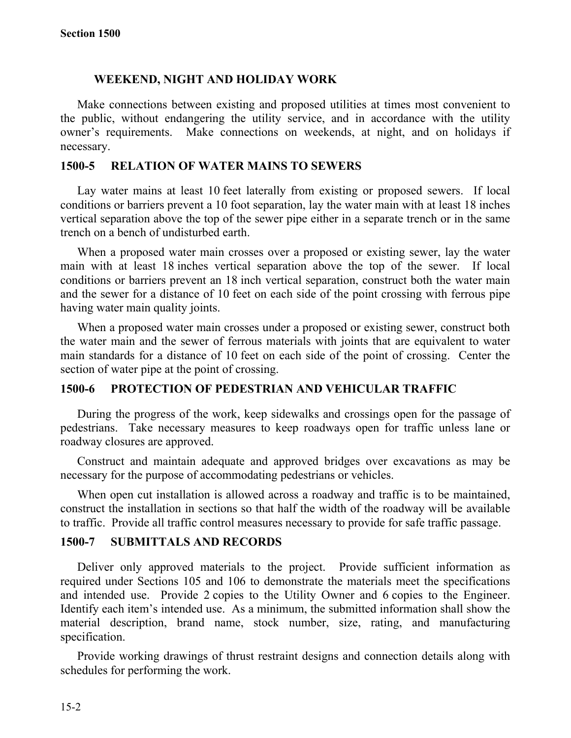### WEEKEND, NIGHT AND HOLIDAY WORK

Make connections between existing and proposed utilities at times most convenient to the public, without endangering the utility service, and in accordance with the utility owner's requirements. Make connections on weekends, at night, and on holidays if necessary.

## 1500-5 RELATION OF WATER MAINS TO SEWERS

Lay water mains at least 10 feet laterally from existing or proposed sewers. If local conditions or barriers prevent a 10 foot separation, lay the water main with at least 18 inches vertical separation above the top of the sewer pipe either in a separate trench or in the same trench on a bench of undisturbed earth.

When a proposed water main crosses over a proposed or existing sewer, lay the water main with at least 18 inches vertical separation above the top of the sewer. If local conditions or barriers prevent an 18 inch vertical separation, construct both the water main and the sewer for a distance of 10 feet on each side of the point crossing with ferrous pipe having water main quality joints.

When a proposed water main crosses under a proposed or existing sewer, construct both the water main and the sewer of ferrous materials with joints that are equivalent to water main standards for a distance of 10 feet on each side of the point of crossing. Center the section of water pipe at the point of crossing.

## 1500-6 PROTECTION OF PEDESTRIAN AND VEHICULAR TRAFFIC

During the progress of the work, keep sidewalks and crossings open for the passage of pedestrians. Take necessary measures to keep roadways open for traffic unless lane or roadway closures are approved.

Construct and maintain adequate and approved bridges over excavations as may be necessary for the purpose of accommodating pedestrians or vehicles.

When open cut installation is allowed across a roadway and traffic is to be maintained, construct the installation in sections so that half the width of the roadway will be available to traffic. Provide all traffic control measures necessary to provide for safe traffic passage.

## 1500-7 SUBMITTALS AND RECORDS

Deliver only approved materials to the project. Provide sufficient information as required under Sections 105 and 106 to demonstrate the materials meet the specifications and intended use. Provide 2 copies to the Utility Owner and 6 copies to the Engineer. Identify each item's intended use. As a minimum, the submitted information shall show the material description, brand name, stock number, size, rating, and manufacturing specification.

Provide working drawings of thrust restraint designs and connection details along with schedules for performing the work.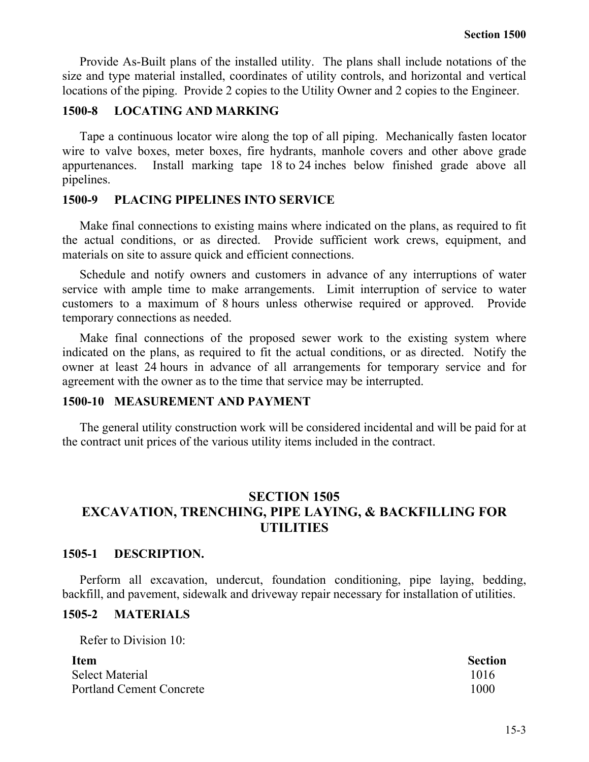Provide As-Built plans of the installed utility. The plans shall include notations of the size and type material installed, coordinates of utility controls, and horizontal and vertical locations of the piping. Provide 2 copies to the Utility Owner and 2 copies to the Engineer.

### 1500-8 LOCATING AND MARKING

Tape a continuous locator wire along the top of all piping. Mechanically fasten locator wire to valve boxes, meter boxes, fire hydrants, manhole covers and other above grade appurtenances. Install marking tape 18 to 24 inches below finished grade above all pipelines.

### 1500-9 PLACING PIPELINES INTO SERVICE

Make final connections to existing mains where indicated on the plans, as required to fit the actual conditions, or as directed. Provide sufficient work crews, equipment, and materials on site to assure quick and efficient connections.

Schedule and notify owners and customers in advance of any interruptions of water service with ample time to make arrangements. Limit interruption of service to water customers to a maximum of 8 hours unless otherwise required or approved. Provide temporary connections as needed.

Make final connections of the proposed sewer work to the existing system where indicated on the plans, as required to fit the actual conditions, or as directed. Notify the owner at least 24 hours in advance of all arrangements for temporary service and for agreement with the owner as to the time that service may be interrupted.

### 1500-10 MEASUREMENT AND PAYMENT

The general utility construction work will be considered incidental and will be paid for at the contract unit prices of the various utility items included in the contract.

## SECTION 1505
## EXCAVATION, TRENCHING, PIPE LAYING, & BACKFILLING FOR UTILITIES

### 1505-1 DESCRIPTION.

Perform all excavation, undercut, foundation conditioning, pipe laying, bedding, backfill, and pavement, sidewalk and driveway repair necessary for installation of utilities.

### 1505-2 MATERIALS

Refer to Division 10:

| Item | Section |
|---|---|
| Select Material | 1016 |
| Portland Cement Concrete | 1000 |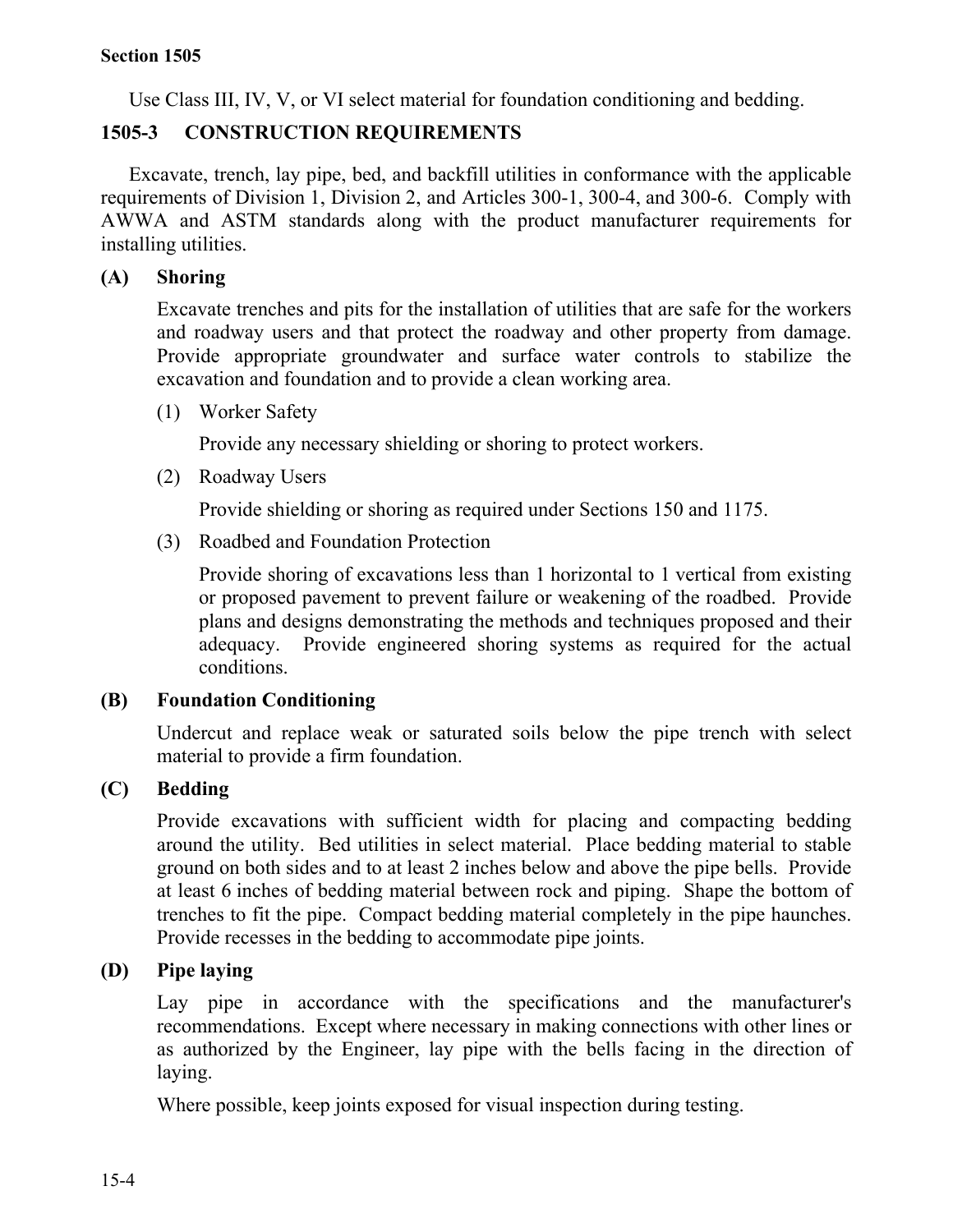Use Class III, IV, V, or VI select material for foundation conditioning and bedding.

## 1505-3 CONSTRUCTION REQUIREMENTS

Excavate, trench, lay pipe, bed, and backfill utilities in conformance with the applicable requirements of Division 1, Division 2, and Articles 300-1, 300-4, and 300-6. Comply with AWWA and ASTM standards along with the product manufacturer requirements for installing utilities.

### (A) Shoring

Excavate trenches and pits for the installation of utilities that are safe for the workers and roadway users and that protect the roadway and other property from damage. Provide appropriate groundwater and surface water controls to stabilize the excavation and foundation and to provide a clean working area.

(1) Worker Safety

Provide any necessary shielding or shoring to protect workers.

(2) Roadway Users

Provide shielding or shoring as required under Sections 150 and 1175.

(3) Roadbed and Foundation Protection

Provide shoring of excavations less than 1 horizontal to 1 vertical from existing or proposed pavement to prevent failure or weakening of the roadbed. Provide plans and designs demonstrating the methods and techniques proposed and their adequacy. Provide engineered shoring systems as required for the actual conditions.

### (B) Foundation Conditioning

Undercut and replace weak or saturated soils below the pipe trench with select material to provide a firm foundation.

### (C) Bedding

Provide excavations with sufficient width for placing and compacting bedding around the utility. Bed utilities in select material. Place bedding material to stable ground on both sides and to at least 2 inches below and above the pipe bells. Provide at least 6 inches of bedding material between rock and piping. Shape the bottom of trenches to fit the pipe. Compact bedding material completely in the pipe haunches. Provide recesses in the bedding to accommodate pipe joints.

### (D) Pipe laying

Lay pipe in accordance with the specifications and the manufacturer's recommendations. Except where necessary in making connections with other lines or as authorized by the Engineer, lay pipe with the bells facing in the direction of laying.

Where possible, keep joints exposed for visual inspection during testing.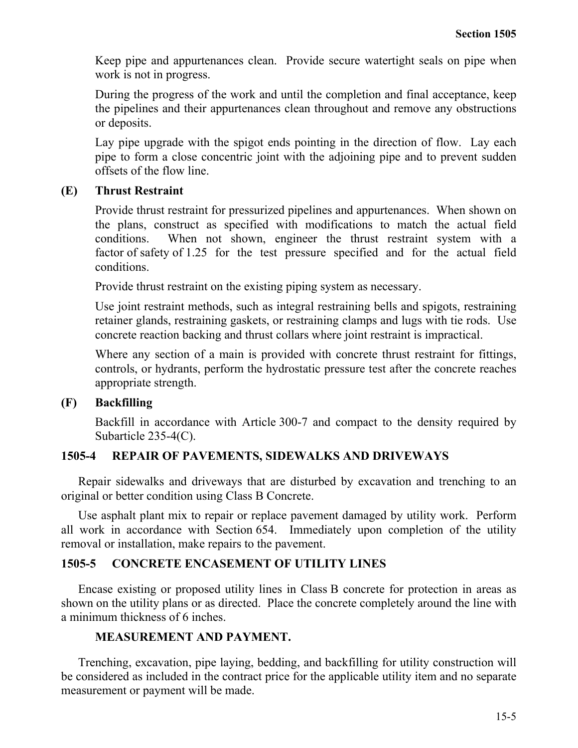Keep pipe and appurtenances clean. Provide secure watertight seals on pipe when work is not in progress.

During the progress of the work and until the completion and final acceptance, keep the pipelines and their appurtenances clean throughout and remove any obstructions or deposits.

Lay pipe upgrade with the spigot ends pointing in the direction of flow. Lay each pipe to form a close concentric joint with the adjoining pipe and to prevent sudden offsets of the flow line.

**(E) Thrust Restraint**

Provide thrust restraint for pressurized pipelines and appurtenances. When shown on the plans, construct as specified with modifications to match the actual field conditions. When not shown, engineer the thrust restraint system with a factor of safety of 1.25 for the test pressure specified and for the actual field conditions.

Provide thrust restraint on the existing piping system as necessary.

Use joint restraint methods, such as integral restraining bells and spigots, restraining retainer glands, restraining gaskets, or restraining clamps and lugs with tie rods. Use concrete reaction backing and thrust collars where joint restraint is impractical.

Where any section of a main is provided with concrete thrust restraint for fittings, controls, or hydrants, perform the hydrostatic pressure test after the concrete reaches appropriate strength.

**(F) Backfilling**

Backfill in accordance with Article 300-7 and compact to the density required by Subarticle 235-4(C).

## 1505-4 REPAIR OF PAVEMENTS, SIDEWALKS AND DRIVEWAYS

Repair sidewalks and driveways that are disturbed by excavation and trenching to an original or better condition using Class B Concrete.

Use asphalt plant mix to repair or replace pavement damaged by utility work. Perform all work in accordance with Section 654. Immediately upon completion of the utility removal or installation, make repairs to the pavement.

## 1505-5 CONCRETE ENCASEMENT OF UTILITY LINES

Encase existing or proposed utility lines in Class B concrete for protection in areas as shown on the utility plans or as directed. Place the concrete completely around the line with a minimum thickness of 6 inches.

### MEASUREMENT AND PAYMENT.

Trenching, excavation, pipe laying, bedding, and backfilling for utility construction will be considered as included in the contract price for the applicable utility item and no separate measurement or payment will be made.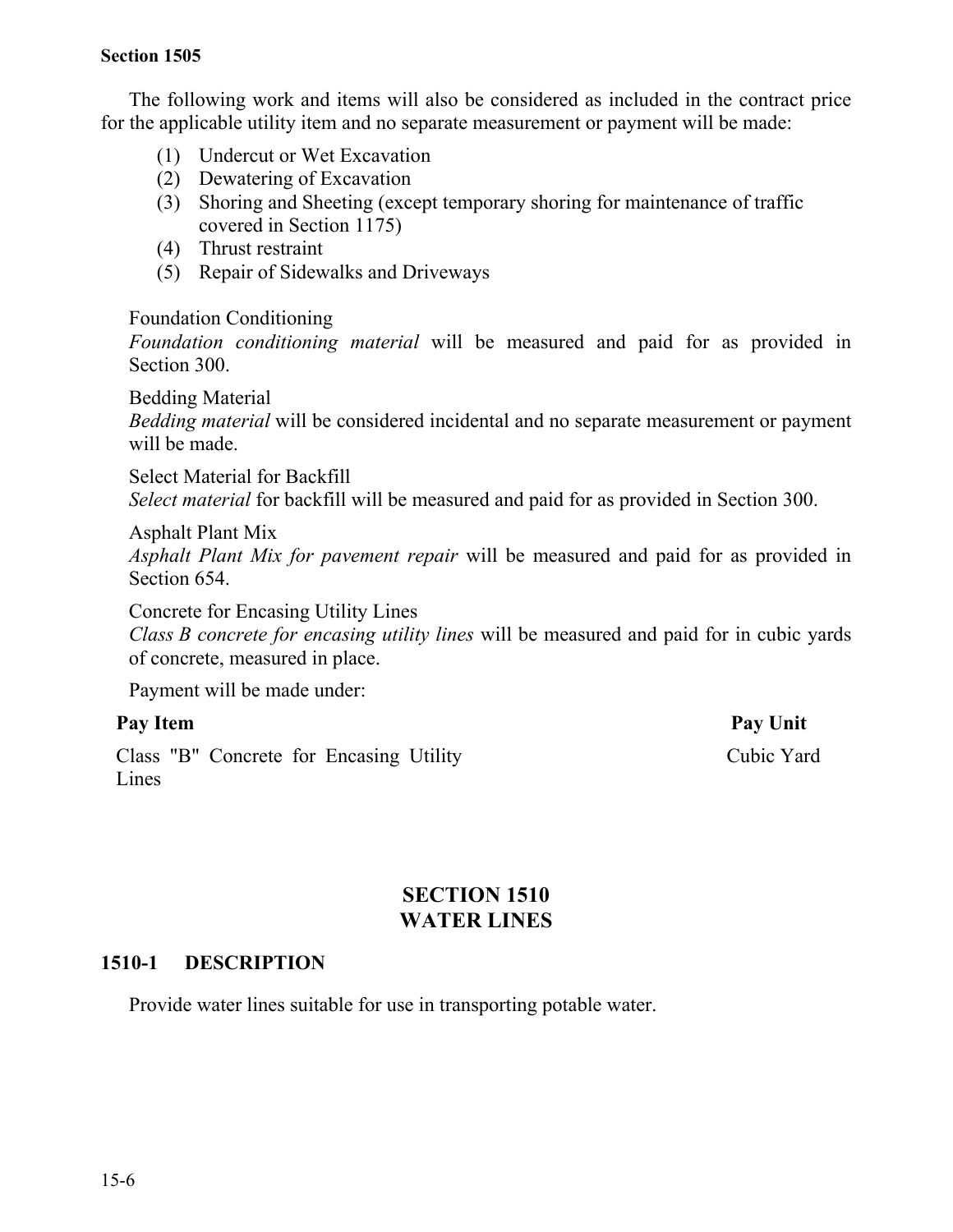The following work and items will also be considered as included in the contract price for the applicable utility item and no separate measurement or payment will be made:

(1) Undercut or Wet Excavation
(2) Dewatering of Excavation
(3) Shoring and Sheeting (except temporary shoring for maintenance of traffic covered in Section 1175)
(4) Thrust restraint
(5) Repair of Sidewalks and Driveways

Foundation Conditioning
*Foundation conditioning material* will be measured and paid for as provided in Section 300.

Bedding Material
*Bedding material* will be considered incidental and no separate measurement or payment will be made.

Select Material for Backfill
*Select material* for backfill will be measured and paid for as provided in Section 300.

Asphalt Plant Mix
*Asphalt Plant Mix for pavement repair* will be measured and paid for as provided in Section 654.

Concrete for Encasing Utility Lines
*Class B concrete for encasing utility lines* will be measured and paid for in cubic yards of concrete, measured in place.

Payment will be made under:

| Pay Item | Pay Unit |
|---|---|
| Class "B" Concrete for Encasing Utility Lines | Cubic Yard |

# SECTION 1510
# WATER LINES

## 1510-1 DESCRIPTION

Provide water lines suitable for use in transporting potable water.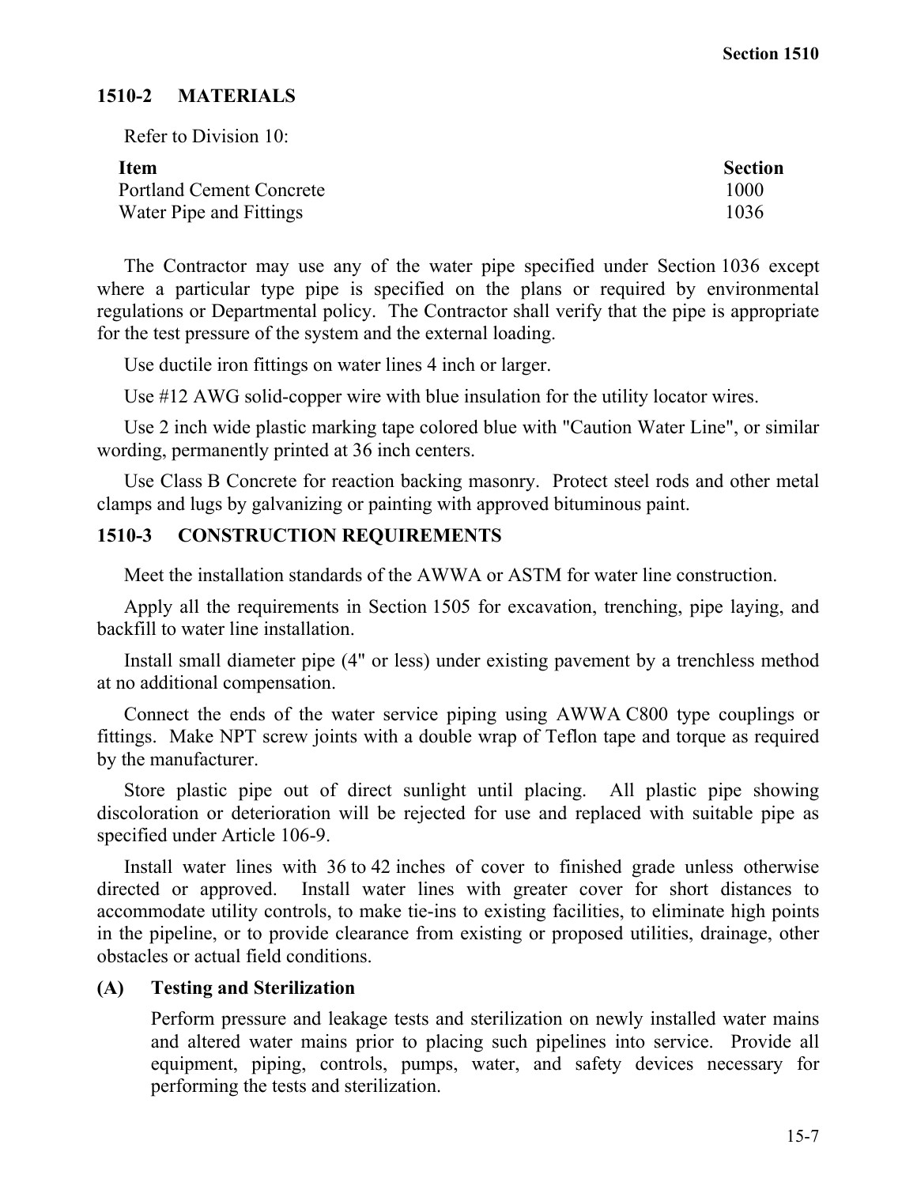## 1510-2 MATERIALS

Refer to Division 10:

| Item | Section |
|---|---|
| Portland Cement Concrete | 1000 |
| Water Pipe and Fittings | 1036 |

The Contractor may use any of the water pipe specified under Section 1036 except where a particular type pipe is specified on the plans or required by environmental regulations or Departmental policy. The Contractor shall verify that the pipe is appropriate for the test pressure of the system and the external loading.

Use ductile iron fittings on water lines 4 inch or larger.

Use #12 AWG solid-copper wire with blue insulation for the utility locator wires.

Use 2 inch wide plastic marking tape colored blue with "Caution Water Line", or similar wording, permanently printed at 36 inch centers.

Use Class B Concrete for reaction backing masonry. Protect steel rods and other metal clamps and lugs by galvanizing or painting with approved bituminous paint.

## 1510-3 CONSTRUCTION REQUIREMENTS

Meet the installation standards of the AWWA or ASTM for water line construction.

Apply all the requirements in Section 1505 for excavation, trenching, pipe laying, and backfill to water line installation.

Install small diameter pipe (4" or less) under existing pavement by a trenchless method at no additional compensation.

Connect the ends of the water service piping using AWWA C800 type couplings or fittings. Make NPT screw joints with a double wrap of Teflon tape and torque as required by the manufacturer.

Store plastic pipe out of direct sunlight until placing. All plastic pipe showing discoloration or deterioration will be rejected for use and replaced with suitable pipe as specified under Article 106-9.

Install water lines with 36 to 42 inches of cover to finished grade unless otherwise directed or approved. Install water lines with greater cover for short distances to accommodate utility controls, to make tie-ins to existing facilities, to eliminate high points in the pipeline, or to provide clearance from existing or proposed utilities, drainage, other obstacles or actual field conditions.

### (A) Testing and Sterilization

Perform pressure and leakage tests and sterilization on newly installed water mains and altered water mains prior to placing such pipelines into service. Provide all equipment, piping, controls, pumps, water, and safety devices necessary for performing the tests and sterilization.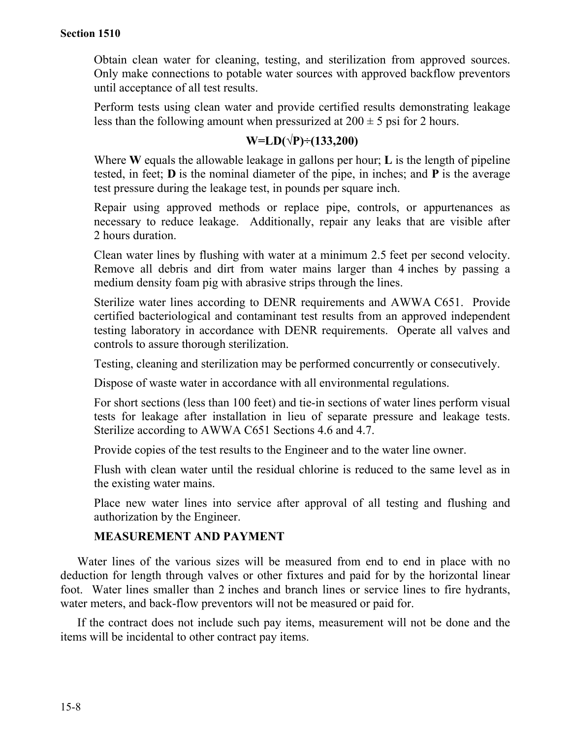Obtain clean water for cleaning, testing, and sterilization from approved sources. Only make connections to potable water sources with approved backflow preventors until acceptance of all test results.

Perform tests using clean water and provide certified results demonstrating leakage less than the following amount when pressurized at 200 ± 5 psi for 2 hours.

$$W=LD(\sqrt{P})\div(133,200)$$

Where **W** equals the allowable leakage in gallons per hour; **L** is the length of pipeline tested, in feet; **D** is the nominal diameter of the pipe, in inches; and **P** is the average test pressure during the leakage test, in pounds per square inch.

Repair using approved methods or replace pipe, controls, or appurtenances as necessary to reduce leakage. Additionally, repair any leaks that are visible after 2 hours duration.

Clean water lines by flushing with water at a minimum 2.5 feet per second velocity. Remove all debris and dirt from water mains larger than 4 inches by passing a medium density foam pig with abrasive strips through the lines.

Sterilize water lines according to DENR requirements and AWWA C651. Provide certified bacteriological and contaminant test results from an approved independent testing laboratory in accordance with DENR requirements. Operate all valves and controls to assure thorough sterilization.

Testing, cleaning and sterilization may be performed concurrently or consecutively.

Dispose of waste water in accordance with all environmental regulations.

For short sections (less than 100 feet) and tie-in sections of water lines perform visual tests for leakage after installation in lieu of separate pressure and leakage tests. Sterilize according to AWWA C651 Sections 4.6 and 4.7.

Provide copies of the test results to the Engineer and to the water line owner.

Flush with clean water until the residual chlorine is reduced to the same level as in the existing water mains.

Place new water lines into service after approval of all testing and flushing and authorization by the Engineer.

## MEASUREMENT AND PAYMENT

Water lines of the various sizes will be measured from end to end in place with no deduction for length through valves or other fixtures and paid for by the horizontal linear foot. Water lines smaller than 2 inches and branch lines or service lines to fire hydrants, water meters, and back-flow preventors will not be measured or paid for.

If the contract does not include such pay items, measurement will not be done and the items will be incidental to other contract pay items.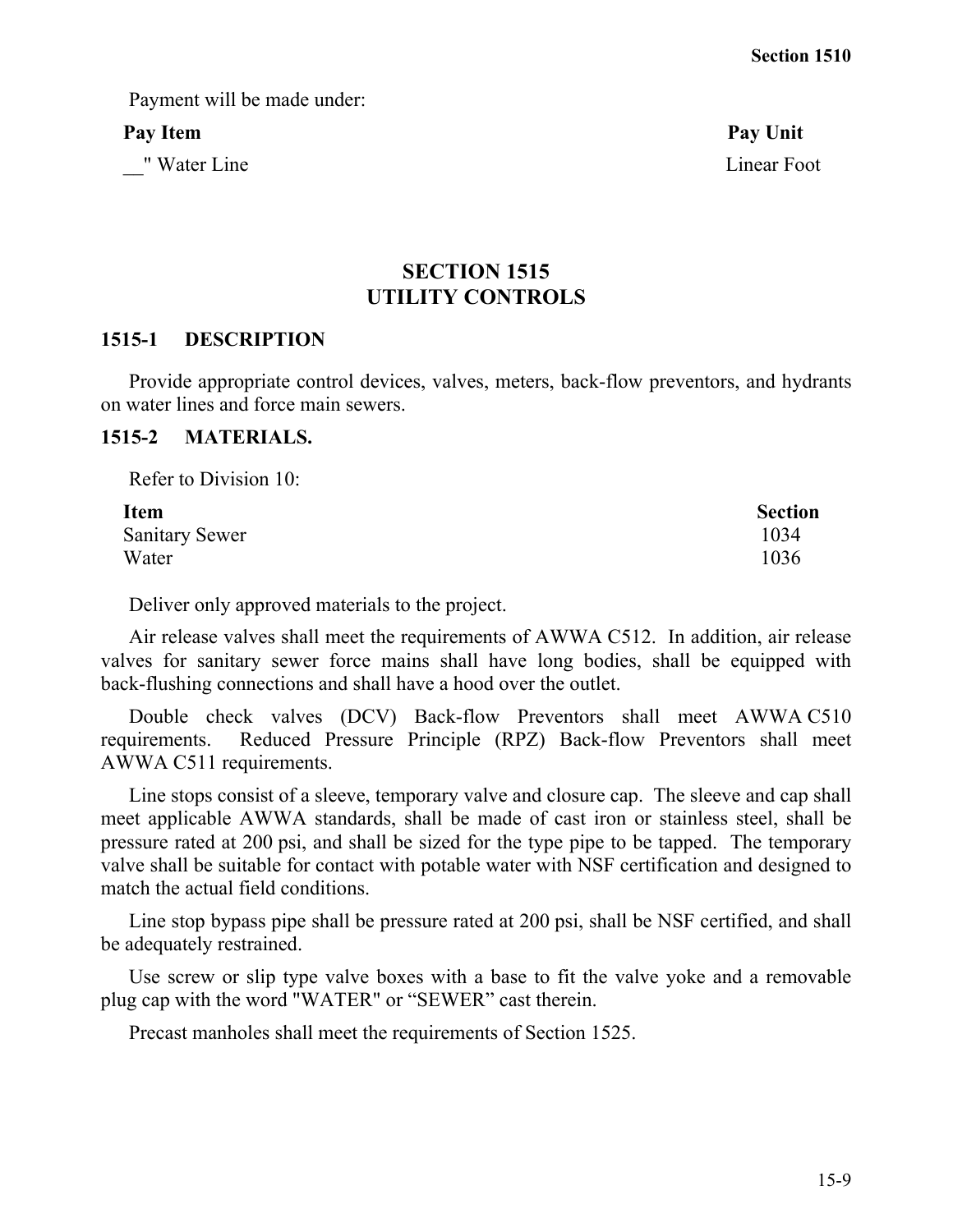Payment will be made under:

| Pay Item | Pay Unit |
|---|---|
| __" Water Line | Linear Foot |

## SECTION 1515
## UTILITY CONTROLS

### 1515-1 DESCRIPTION

Provide appropriate control devices, valves, meters, back-flow preventors, and hydrants on water lines and force main sewers.

### 1515-2 MATERIALS.

Refer to Division 10:

| Item | Section |
|---|---|
| Sanitary Sewer | 1034 |
| Water | 1036 |

Deliver only approved materials to the project.

Air release valves shall meet the requirements of AWWA C512. In addition, air release valves for sanitary sewer force mains shall have long bodies, shall be equipped with back-flushing connections and shall have a hood over the outlet.

Double check valves (DCV) Back-flow Preventors shall meet AWWA C510 requirements. Reduced Pressure Principle (RPZ) Back-flow Preventors shall meet AWWA C511 requirements.

Line stops consist of a sleeve, temporary valve and closure cap. The sleeve and cap shall meet applicable AWWA standards, shall be made of cast iron or stainless steel, shall be pressure rated at 200 psi, and shall be sized for the type pipe to be tapped. The temporary valve shall be suitable for contact with potable water with NSF certification and designed to match the actual field conditions.

Line stop bypass pipe shall be pressure rated at 200 psi, shall be NSF certified, and shall be adequately restrained.

Use screw or slip type valve boxes with a base to fit the valve yoke and a removable plug cap with the word "WATER" or “SEWER” cast therein.

Precast manholes shall meet the requirements of Section 1525.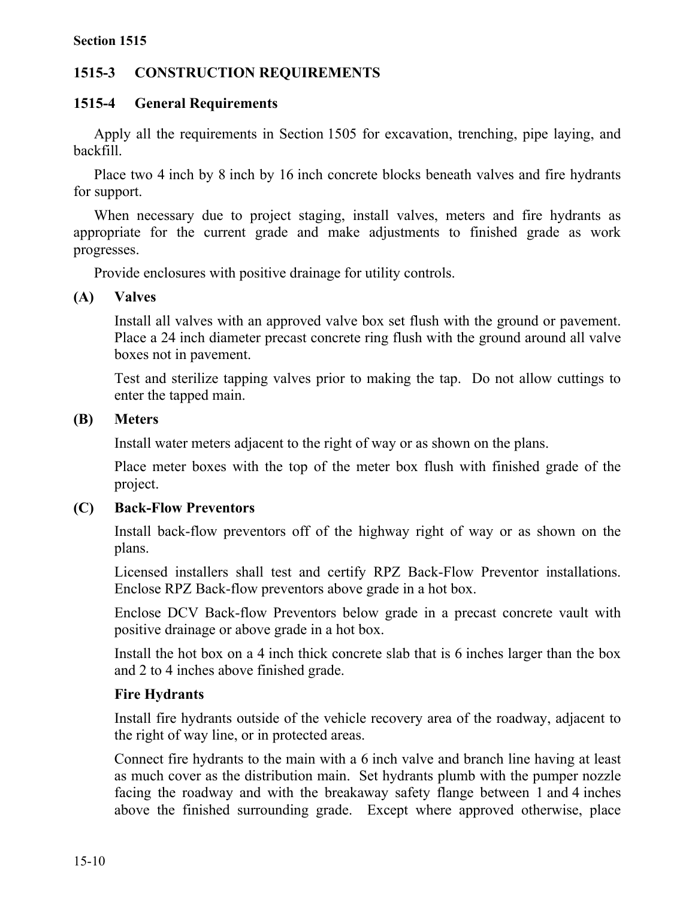## 1515-3 CONSTRUCTION REQUIREMENTS

### 1515-4 General Requirements

Apply all the requirements in Section 1505 for excavation, trenching, pipe laying, and backfill.

Place two 4 inch by 8 inch by 16 inch concrete blocks beneath valves and fire hydrants for support.

When necessary due to project staging, install valves, meters and fire hydrants as appropriate for the current grade and make adjustments to finished grade as work progresses.

Provide enclosures with positive drainage for utility controls.

#### (A) Valves

Install all valves with an approved valve box set flush with the ground or pavement. Place a 24 inch diameter precast concrete ring flush with the ground around all valve boxes not in pavement.

Test and sterilize tapping valves prior to making the tap. Do not allow cuttings to enter the tapped main.

#### (B) Meters

Install water meters adjacent to the right of way or as shown on the plans.

Place meter boxes with the top of the meter box flush with finished grade of the project.

#### (C) Back-Flow Preventors

Install back-flow preventors off of the highway right of way or as shown on the plans.

Licensed installers shall test and certify RPZ Back-Flow Preventor installations. Enclose RPZ Back-flow preventors above grade in a hot box.

Enclose DCV Back-flow Preventors below grade in a precast concrete vault with positive drainage or above grade in a hot box.

Install the hot box on a 4 inch thick concrete slab that is 6 inches larger than the box and 2 to 4 inches above finished grade.

#### Fire Hydrants

Install fire hydrants outside of the vehicle recovery area of the roadway, adjacent to the right of way line, or in protected areas.

Connect fire hydrants to the main with a 6 inch valve and branch line having at least as much cover as the distribution main. Set hydrants plumb with the pumper nozzle facing the roadway and with the breakaway safety flange between 1 and 4 inches above the finished surrounding grade. Except where approved otherwise, place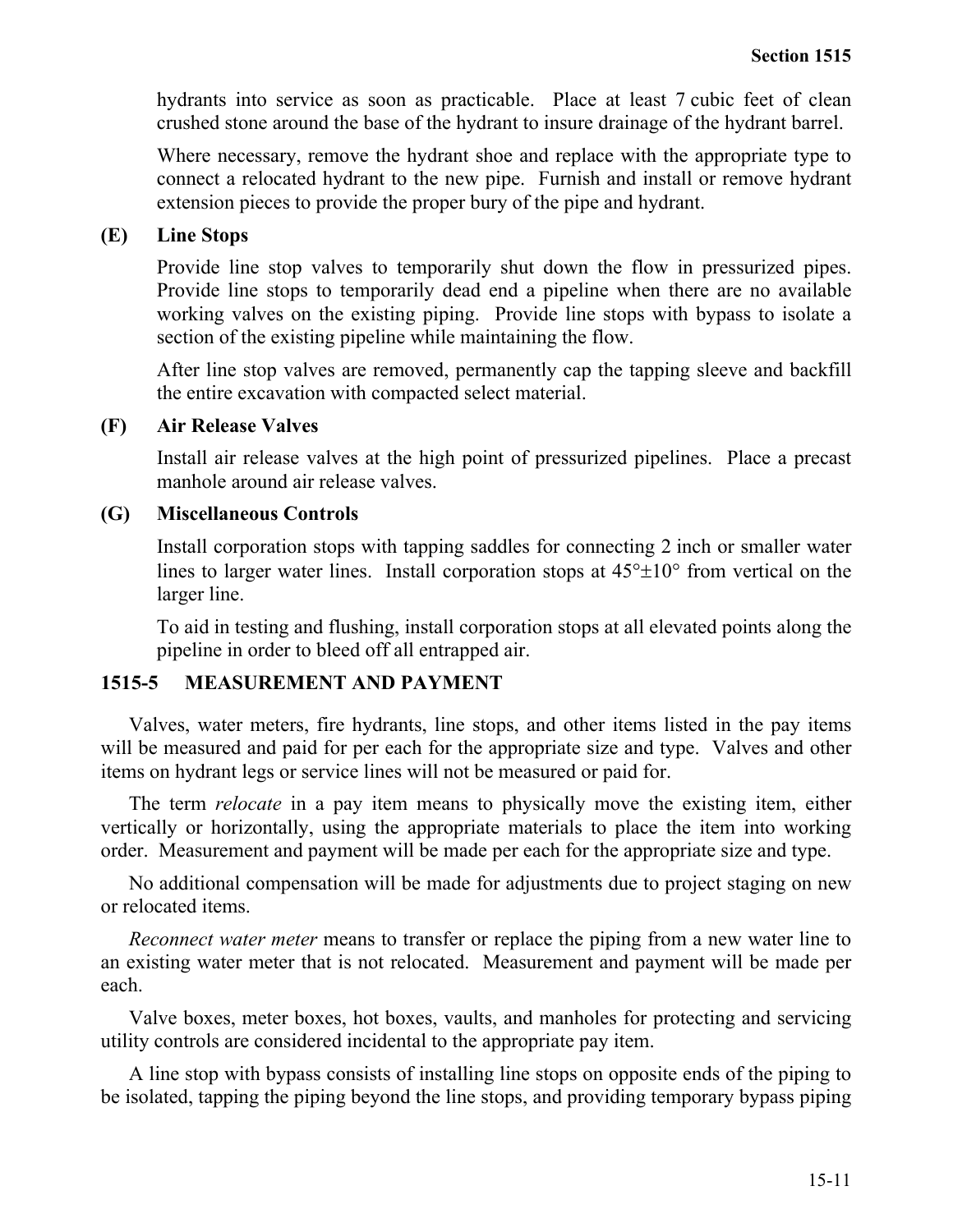hydrants into service as soon as practicable. Place at least 7 cubic feet of clean crushed stone around the base of the hydrant to insure drainage of the hydrant barrel.

Where necessary, remove the hydrant shoe and replace with the appropriate type to connect a relocated hydrant to the new pipe. Furnish and install or remove hydrant extension pieces to provide the proper bury of the pipe and hydrant.

### (E) Line Stops

Provide line stop valves to temporarily shut down the flow in pressurized pipes. Provide line stops to temporarily dead end a pipeline when there are no available working valves on the existing piping. Provide line stops with bypass to isolate a section of the existing pipeline while maintaining the flow.

After line stop valves are removed, permanently cap the tapping sleeve and backfill the entire excavation with compacted select material.

### (F) Air Release Valves

Install air release valves at the high point of pressurized pipelines. Place a precast manhole around air release valves.

### (G) Miscellaneous Controls

Install corporation stops with tapping saddles for connecting 2 inch or smaller water lines to larger water lines. Install corporation stops at 45°±10° from vertical on the larger line.

To aid in testing and flushing, install corporation stops at all elevated points along the pipeline in order to bleed off all entrapped air.

## 1515-5 MEASUREMENT AND PAYMENT

Valves, water meters, fire hydrants, line stops, and other items listed in the pay items will be measured and paid for per each for the appropriate size and type. Valves and other items on hydrant legs or service lines will not be measured or paid for.

The term *relocate* in a pay item means to physically move the existing item, either vertically or horizontally, using the appropriate materials to place the item into working order. Measurement and payment will be made per each for the appropriate size and type.

No additional compensation will be made for adjustments due to project staging on new or relocated items.

*Reconnect water meter* means to transfer or replace the piping from a new water line to an existing water meter that is not relocated. Measurement and payment will be made per each.

Valve boxes, meter boxes, hot boxes, vaults, and manholes for protecting and servicing utility controls are considered incidental to the appropriate pay item.

A line stop with bypass consists of installing line stops on opposite ends of the piping to be isolated, tapping the piping beyond the line stops, and providing temporary bypass piping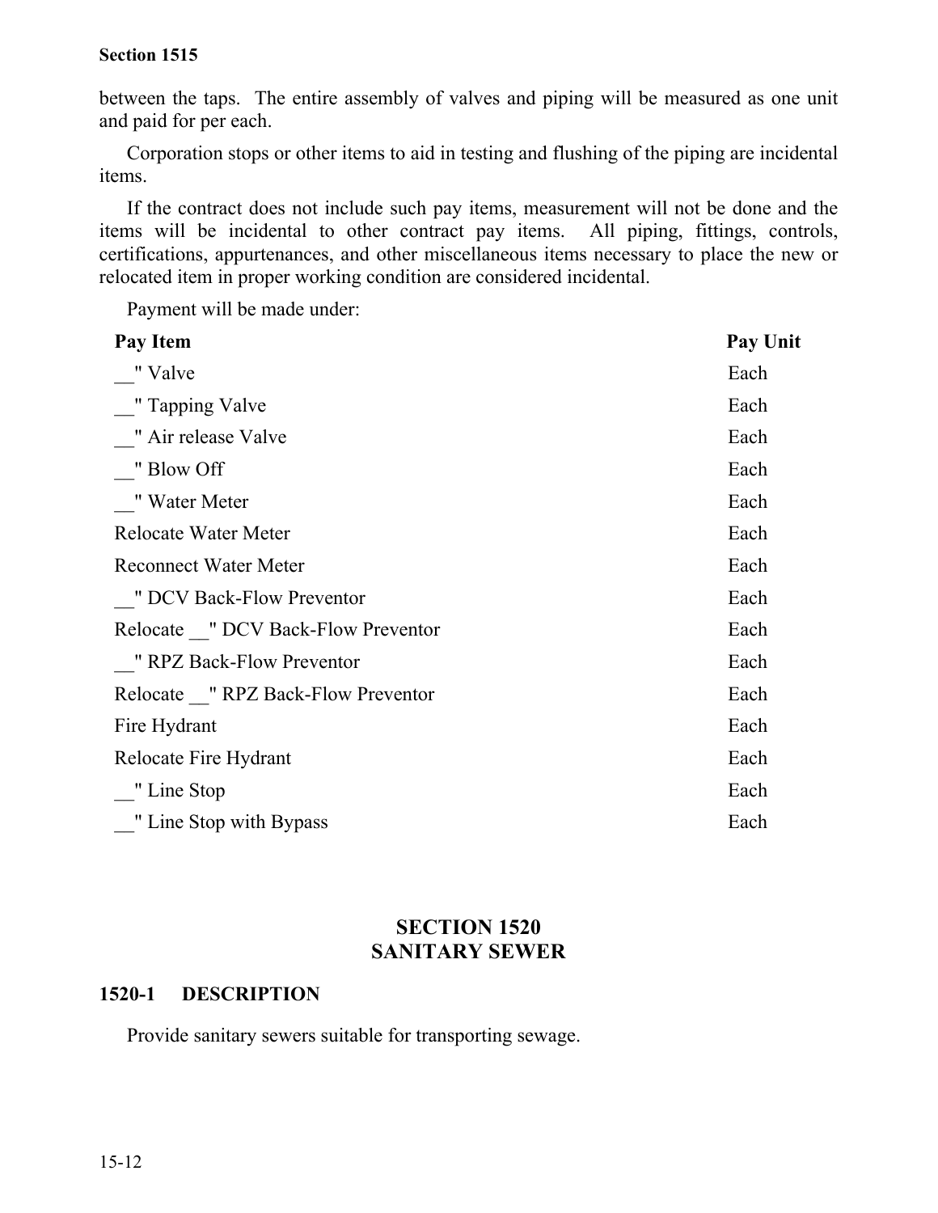between the taps. The entire assembly of valves and piping will be measured as one unit and paid for per each.

Corporation stops or other items to aid in testing and flushing of the piping are incidental items.

If the contract does not include such pay items, measurement will not be done and the items will be incidental to other contract pay items. All piping, fittings, controls, certifications, appurtenances, and other miscellaneous items necessary to place the new or relocated item in proper working condition are considered incidental.

Payment will be made under:

| Pay Item | Pay Unit |
|---|---|
| __" Valve | Each |
| __" Tapping Valve | Each |
| __" Air release Valve | Each |
| __" Blow Off | Each |
| __" Water Meter | Each |
| Relocate Water Meter | Each |
| Reconnect Water Meter | Each |
| __" DCV Back-Flow Preventor | Each |
| Relocate __" DCV Back-Flow Preventor | Each |
| __" RPZ Back-Flow Preventor | Each |
| Relocate __" RPZ Back-Flow Preventor | Each |
| Fire Hydrant | Each |
| Relocate Fire Hydrant | Each |
| __" Line Stop | Each |
| __" Line Stop with Bypass | Each |

# SECTION 1520 SANITARY SEWER

## 1520-1 DESCRIPTION

Provide sanitary sewers suitable for transporting sewage.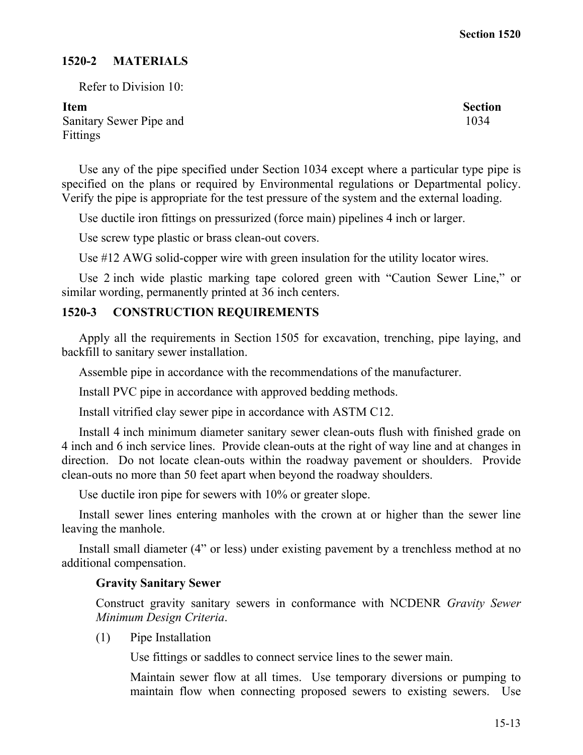## 1520-2 MATERIALS

Refer to Division 10:

| Item | Section |
|---|---|
| Sanitary Sewer Pipe and Fittings | 1034 |

Use any of the pipe specified under Section 1034 except where a particular type pipe is specified on the plans or required by Environmental regulations or Departmental policy. Verify the pipe is appropriate for the test pressure of the system and the external loading.

Use ductile iron fittings on pressurized (force main) pipelines 4 inch or larger.

Use screw type plastic or brass clean-out covers.

Use #12 AWG solid-copper wire with green insulation for the utility locator wires.

Use 2 inch wide plastic marking tape colored green with “Caution Sewer Line,” or similar wording, permanently printed at 36 inch centers.

## 1520-3 CONSTRUCTION REQUIREMENTS

Apply all the requirements in Section 1505 for excavation, trenching, pipe laying, and backfill to sanitary sewer installation.

Assemble pipe in accordance with the recommendations of the manufacturer.

Install PVC pipe in accordance with approved bedding methods.

Install vitrified clay sewer pipe in accordance with ASTM C12.

Install 4 inch minimum diameter sanitary sewer clean-outs flush with finished grade on 4 inch and 6 inch service lines. Provide clean-outs at the right of way line and at changes in direction. Do not locate clean-outs within the roadway pavement or shoulders. Provide clean-outs no more than 50 feet apart when beyond the roadway shoulders.

Use ductile iron pipe for sewers with 10% or greater slope.

Install sewer lines entering manholes with the crown at or higher than the sewer line leaving the manhole.

Install small diameter (4” or less) under existing pavement by a trenchless method at no additional compensation.

**Gravity Sanitary Sewer**

Construct gravity sanitary sewers in conformance with NCDENR *Gravity Sewer Minimum Design Criteria*.

(1) Pipe Installation

Use fittings or saddles to connect service lines to the sewer main.

Maintain sewer flow at all times. Use temporary diversions or pumping to maintain flow when connecting proposed sewers to existing sewers. Use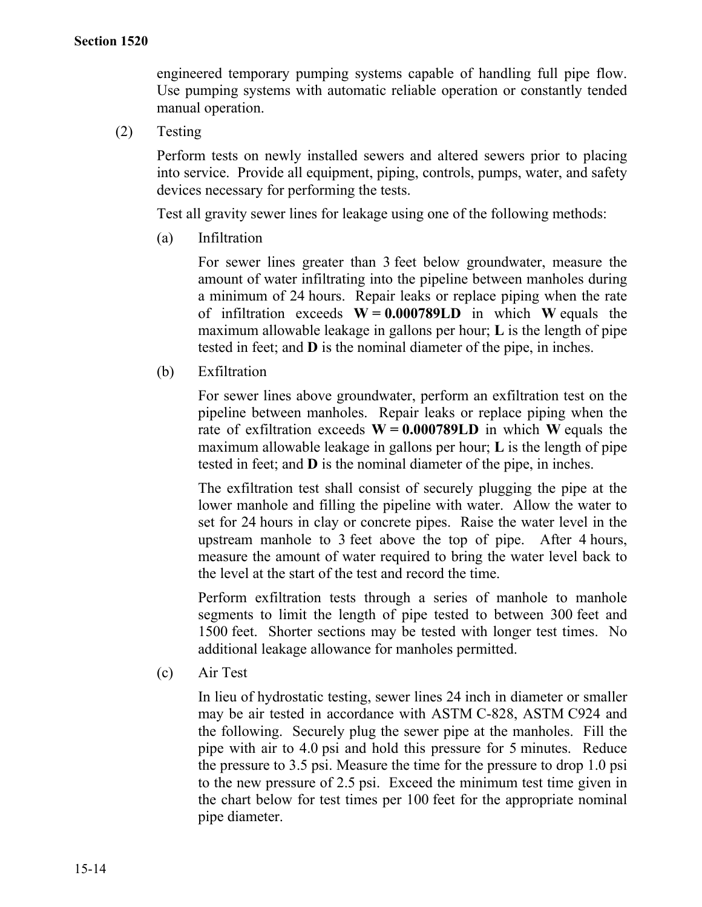engineered temporary pumping systems capable of handling full pipe flow. Use pumping systems with automatic reliable operation or constantly tended manual operation.

(2) Testing

Perform tests on newly installed sewers and altered sewers prior to placing into service. Provide all equipment, piping, controls, pumps, water, and safety devices necessary for performing the tests.

Test all gravity sewer lines for leakage using one of the following methods:

(a) Infiltration

For sewer lines greater than 3 feet below groundwater, measure the amount of water infiltrating into the pipeline between manholes during a minimum of 24 hours. Repair leaks or replace piping when the rate of infiltration exceeds $\mathbf{W = 0.000789LD}$ in which $\mathbf{W}$ equals the maximum allowable leakage in gallons per hour; $\mathbf{L}$ is the length of pipe tested in feet; and $\mathbf{D}$ is the nominal diameter of the pipe, in inches.

(b) Exfiltration

For sewer lines above groundwater, perform an exfiltration test on the pipeline between manholes. Repair leaks or replace piping when the rate of exfiltration exceeds $\mathbf{W = 0.000789LD}$ in which $\mathbf{W}$ equals the maximum allowable leakage in gallons per hour; $\mathbf{L}$ is the length of pipe tested in feet; and $\mathbf{D}$ is the nominal diameter of the pipe, in inches.

The exfiltration test shall consist of securely plugging the pipe at the lower manhole and filling the pipeline with water. Allow the water to set for 24 hours in clay or concrete pipes. Raise the water level in the upstream manhole to 3 feet above the top of pipe. After 4 hours, measure the amount of water required to bring the water level back to the level at the start of the test and record the time.

Perform exfiltration tests through a series of manhole to manhole segments to limit the length of pipe tested to between 300 feet and 1500 feet. Shorter sections may be tested with longer test times. No additional leakage allowance for manholes permitted.

(c) Air Test

In lieu of hydrostatic testing, sewer lines 24 inch in diameter or smaller may be air tested in accordance with ASTM C-828, ASTM C924 and the following. Securely plug the sewer pipe at the manholes. Fill the pipe with air to 4.0 psi and hold this pressure for 5 minutes. Reduce the pressure to 3.5 psi. Measure the time for the pressure to drop 1.0 psi to the new pressure of 2.5 psi. Exceed the minimum test time given in the chart below for test times per 100 feet for the appropriate nominal pipe diameter.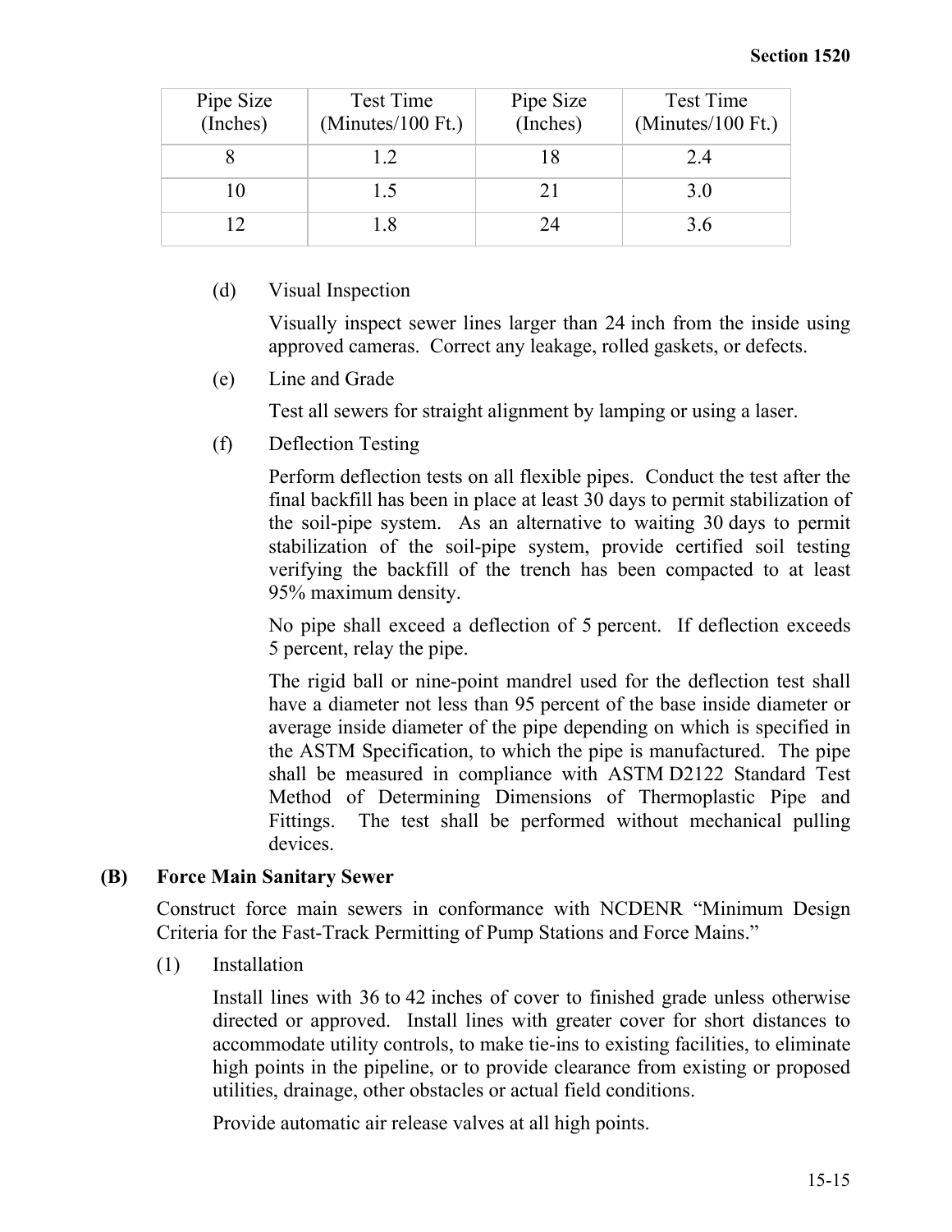| Pipe Size (Inches) | Test Time (Minutes/100 Ft.) | Pipe Size (Inches) | Test Time (Minutes/100 Ft.) |
|---|---|---|---|
| 8 | 1.2 | 18 | 2.4 |
| 10 | 1.5 | 21 | 3.0 |
| 12 | 1.8 | 24 | 3.6 |

(d) Visual Inspection

Visually inspect sewer lines larger than 24 inch from the inside using approved cameras. Correct any leakage, rolled gaskets, or defects.

(e) Line and Grade

Test all sewers for straight alignment by lamping or using a laser.

(f) Deflection Testing

Perform deflection tests on all flexible pipes. Conduct the test after the final backfill has been in place at least 30 days to permit stabilization of the soil-pipe system. As an alternative to waiting 30 days to permit stabilization of the soil-pipe system, provide certified soil testing verifying the backfill of the trench has been compacted to at least 95% maximum density.

No pipe shall exceed a deflection of 5 percent. If deflection exceeds 5 percent, relay the pipe.

The rigid ball or nine-point mandrel used for the deflection test shall have a diameter not less than 95 percent of the base inside diameter or average inside diameter of the pipe depending on which is specified in the ASTM Specification, to which the pipe is manufactured. The pipe shall be measured in compliance with ASTM D2122 Standard Test Method of Determining Dimensions of Thermoplastic Pipe and Fittings. The test shall be performed without mechanical pulling devices.

**(B) Force Main Sanitary Sewer**

Construct force main sewers in conformance with NCDENR "Minimum Design Criteria for the Fast-Track Permitting of Pump Stations and Force Mains."

(1) Installation

Install lines with 36 to 42 inches of cover to finished grade unless otherwise directed or approved. Install lines with greater cover for short distances to accommodate utility controls, to make tie-ins to existing facilities, to eliminate high points in the pipeline, or to provide clearance from existing or proposed utilities, drainage, other obstacles or actual field conditions.

Provide automatic air release valves at all high points.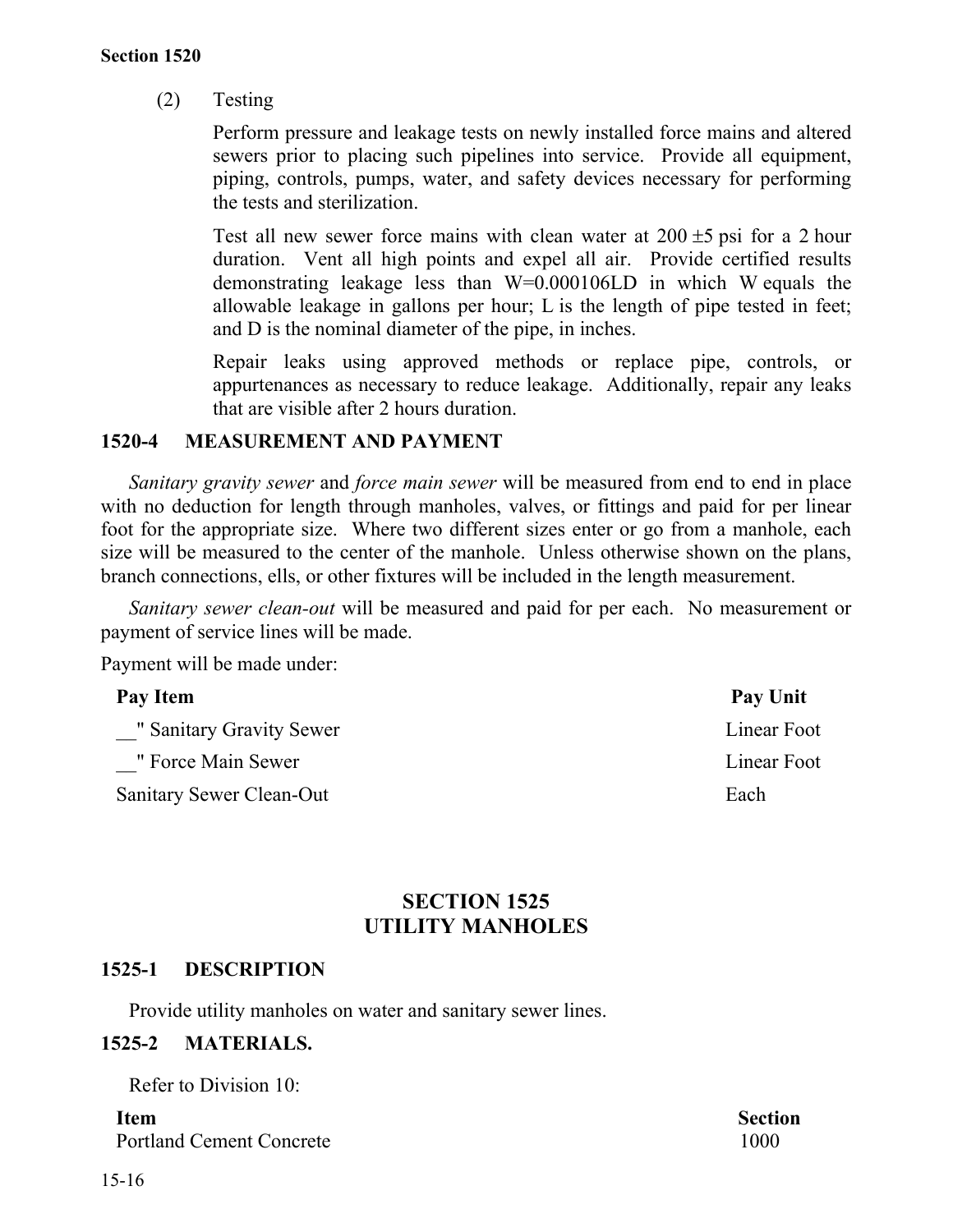(2) Testing

Perform pressure and leakage tests on newly installed force mains and altered sewers prior to placing such pipelines into service. Provide all equipment, piping, controls, pumps, water, and safety devices necessary for performing the tests and sterilization.

Test all new sewer force mains with clean water at 200 ±5 psi for a 2 hour duration. Vent all high points and expel all air. Provide certified results demonstrating leakage less than $W=0.000106LD$ in which W equals the allowable leakage in gallons per hour; L is the length of pipe tested in feet; and D is the nominal diameter of the pipe, in inches.

Repair leaks using approved methods or replace pipe, controls, or appurtenances as necessary to reduce leakage. Additionally, repair any leaks that are visible after 2 hours duration.

### 1520-4 MEASUREMENT AND PAYMENT

*Sanitary gravity sewer* and *force main sewer* will be measured from end to end in place with no deduction for length through manholes, valves, or fittings and paid for per linear foot for the appropriate size. Where two different sizes enter or go from a manhole, each size will be measured to the center of the manhole. Unless otherwise shown on the plans, branch connections, ells, or other fixtures will be included in the length measurement.

*Sanitary sewer clean-out* will be measured and paid for per each. No measurement or payment of service lines will be made.

Payment will be made under:

| Pay Item | Pay Unit |
|---|---|
| __" Sanitary Gravity Sewer | Linear Foot |
| __" Force Main Sewer | Linear Foot |
| Sanitary Sewer Clean-Out | Each |

## SECTION 1525
## UTILITY MANHOLES

### 1525-1 DESCRIPTION

Provide utility manholes on water and sanitary sewer lines.

### 1525-2 MATERIALS.

Refer to Division 10:

| Item | Section |
|---|---|
| Portland Cement Concrete | 1000 |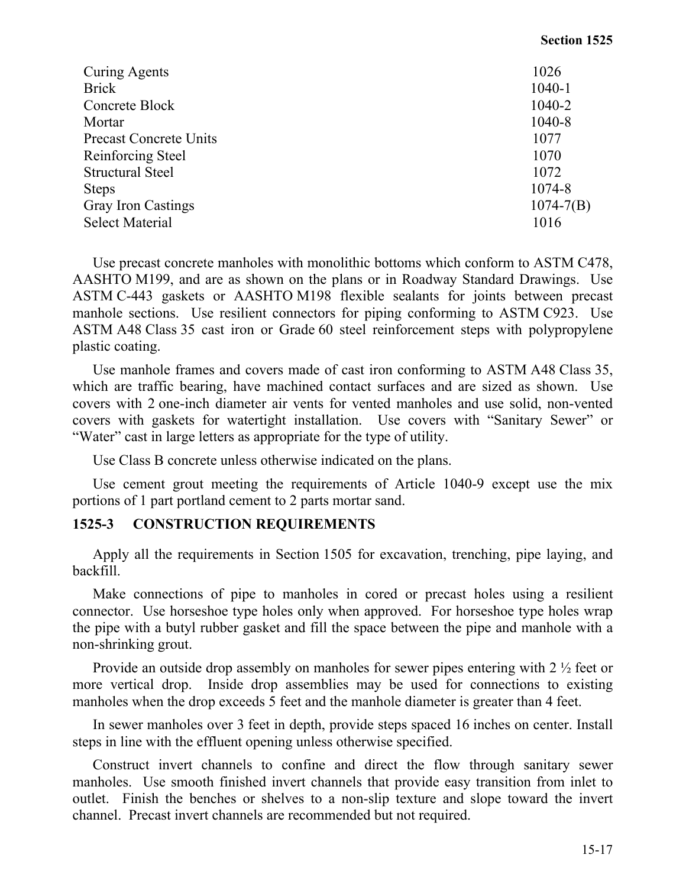| | |
|---|---|
| Curing Agents | 1026 |
| Brick | 1040-1 |
| Concrete Block | 1040-2 |
| Mortar | 1040-8 |
| Precast Concrete Units | 1077 |
| Reinforcing Steel | 1070 |
| Structural Steel | 1072 |
| Steps | 1074-8 |
| Gray Iron Castings | 1074-7(B) |
| Select Material | 1016 |

Use precast concrete manholes with monolithic bottoms which conform to ASTM C478, AASHTO M199, and are as shown on the plans or in Roadway Standard Drawings. Use ASTM C-443 gaskets or AASHTO M198 flexible sealants for joints between precast manhole sections. Use resilient connectors for piping conforming to ASTM C923. Use ASTM A48 Class 35 cast iron or Grade 60 steel reinforcement steps with polypropylene plastic coating.

Use manhole frames and covers made of cast iron conforming to ASTM A48 Class 35, which are traffic bearing, have machined contact surfaces and are sized as shown. Use covers with 2 one-inch diameter air vents for vented manholes and use solid, non-vented covers with gaskets for watertight installation. Use covers with "Sanitary Sewer" or "Water" cast in large letters as appropriate for the type of utility.

Use Class B concrete unless otherwise indicated on the plans.

Use cement grout meeting the requirements of Article 1040-9 except use the mix portions of 1 part portland cement to 2 parts mortar sand.

## 1525-3 CONSTRUCTION REQUIREMENTS

Apply all the requirements in Section 1505 for excavation, trenching, pipe laying, and backfill.

Make connections of pipe to manholes in cored or precast holes using a resilient connector. Use horseshoe type holes only when approved. For horseshoe type holes wrap the pipe with a butyl rubber gasket and fill the space between the pipe and manhole with a non-shrinking grout.

Provide an outside drop assembly on manholes for sewer pipes entering with 2 ½ feet or more vertical drop. Inside drop assemblies may be used for connections to existing manholes when the drop exceeds 5 feet and the manhole diameter is greater than 4 feet.

In sewer manholes over 3 feet in depth, provide steps spaced 16 inches on center. Install steps in line with the effluent opening unless otherwise specified.

Construct invert channels to confine and direct the flow through sanitary sewer manholes. Use smooth finished invert channels that provide easy transition from inlet to outlet. Finish the benches or shelves to a non-slip texture and slope toward the invert channel. Precast invert channels are recommended but not required.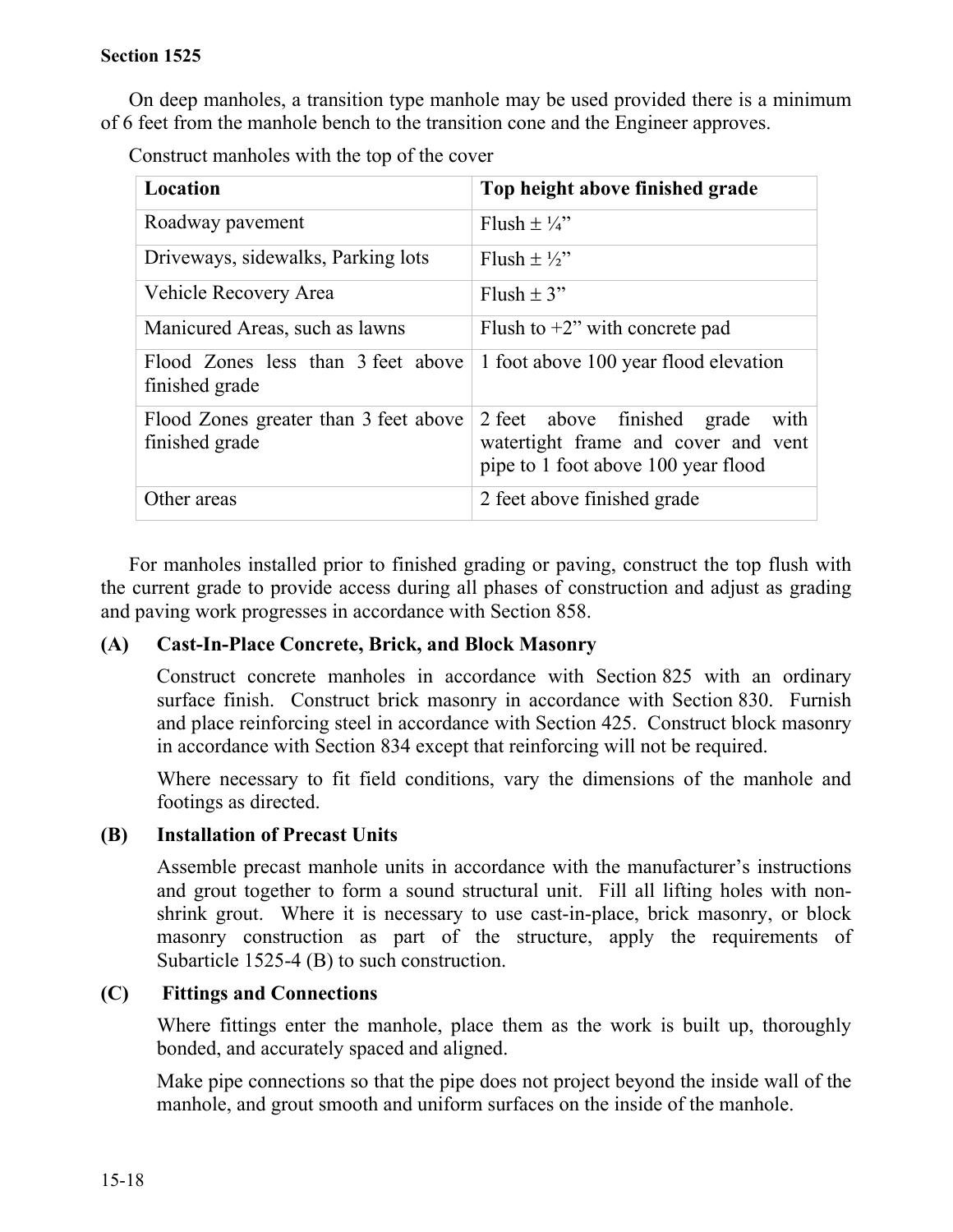On deep manholes, a transition type manhole may be used provided there is a minimum of 6 feet from the manhole bench to the transition cone and the Engineer approves.

Construct manholes with the top of the cover

| Location | Top height above finished grade |
|---|---|
| Roadway pavement | Flush ± ¼” |
| Driveways, sidewalks, Parking lots | Flush ± ½” |
| Vehicle Recovery Area | Flush ± 3” |
| Manicured Areas, such as lawns | Flush to +2” with concrete pad |
| Flood Zones less than 3 feet above finished grade | 1 foot above 100 year flood elevation |
| Flood Zones greater than 3 feet above finished grade | 2 feet above finished grade with watertight frame and cover and vent pipe to 1 foot above 100 year flood |
| Other areas | 2 feet above finished grade |

For manholes installed prior to finished grading or paving, construct the top flush with the current grade to provide access during all phases of construction and adjust as grading and paving work progresses in accordance with Section 858.

### (A) Cast-In-Place Concrete, Brick, and Block Masonry

Construct concrete manholes in accordance with Section 825 with an ordinary surface finish. Construct brick masonry in accordance with Section 830. Furnish and place reinforcing steel in accordance with Section 425. Construct block masonry in accordance with Section 834 except that reinforcing will not be required.

Where necessary to fit field conditions, vary the dimensions of the manhole and footings as directed.

### (B) Installation of Precast Units

Assemble precast manhole units in accordance with the manufacturer’s instructions and grout together to form a sound structural unit. Fill all lifting holes with non-shrink grout. Where it is necessary to use cast-in-place, brick masonry, or block masonry construction as part of the structure, apply the requirements of Subarticle 1525-4 (B) to such construction.

### (C) Fittings and Connections

Where fittings enter the manhole, place them as the work is built up, thoroughly bonded, and accurately spaced and aligned.

Make pipe connections so that the pipe does not project beyond the inside wall of the manhole, and grout smooth and uniform surfaces on the inside of the manhole.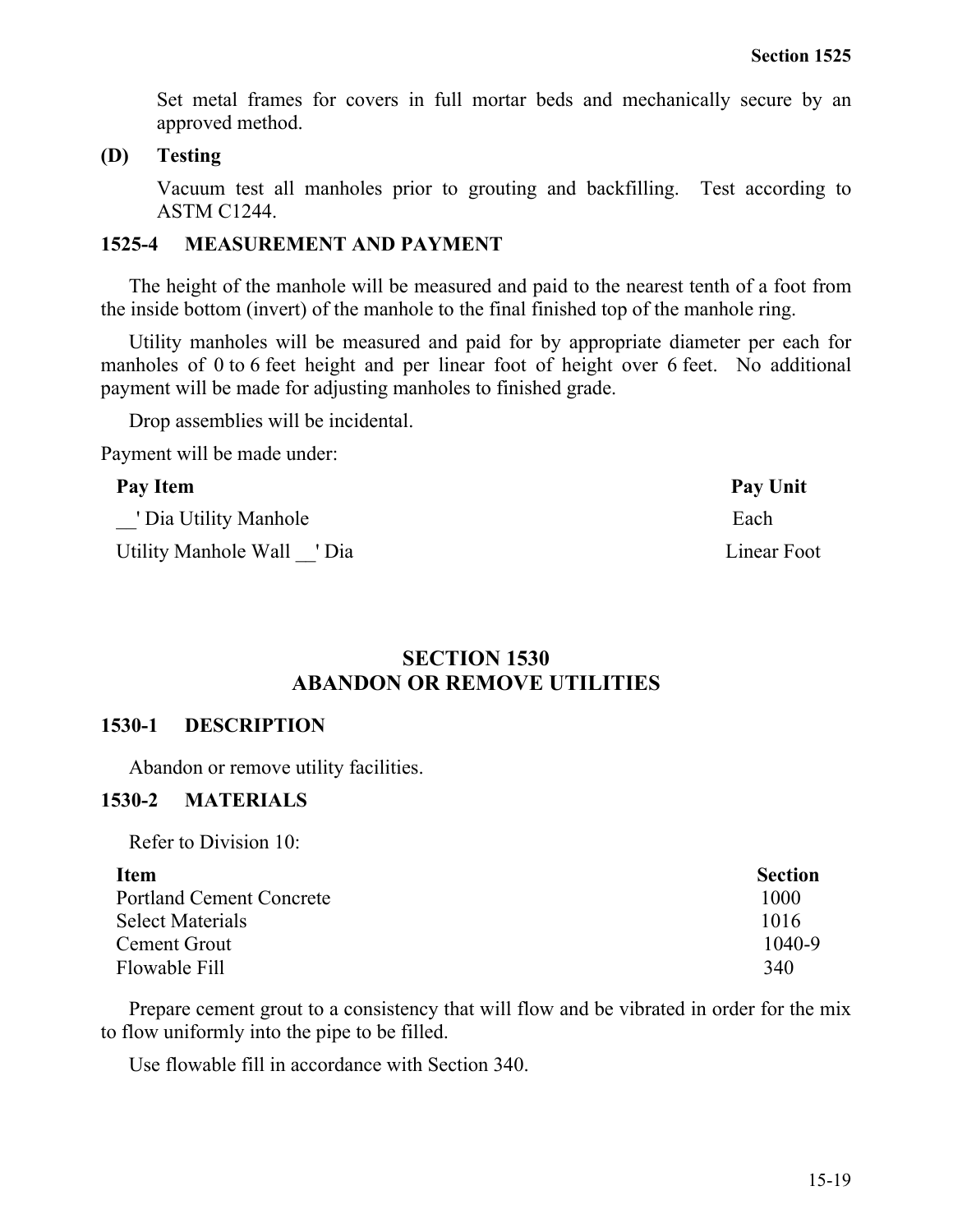Set metal frames for covers in full mortar beds and mechanically secure by an approved method.

**(D) Testing**

Vacuum test all manholes prior to grouting and backfilling. Test according to ASTM C1244.

### 1525-4 MEASUREMENT AND PAYMENT

The height of the manhole will be measured and paid to the nearest tenth of a foot from the inside bottom (invert) of the manhole to the final finished top of the manhole ring.

Utility manholes will be measured and paid for by appropriate diameter per each for manholes of 0 to 6 feet height and per linear foot of height over 6 feet. No additional payment will be made for adjusting manholes to finished grade.

Drop assemblies will be incidental.

Payment will be made under:

| Pay Item | Pay Unit |
|---|---|
| __' Dia Utility Manhole | Each |
| Utility Manhole Wall __' Dia | Linear Foot |

## SECTION 1530
## ABANDON OR REMOVE UTILITIES

### 1530-1 DESCRIPTION

Abandon or remove utility facilities.

### 1530-2 MATERIALS

Refer to Division 10:

| Item | Section |
|---|---|
| Portland Cement Concrete | 1000 |
| Select Materials | 1016 |
| Cement Grout | 1040-9 |
| Flowable Fill | 340 |

Prepare cement grout to a consistency that will flow and be vibrated in order for the mix to flow uniformly into the pipe to be filled.

Use flowable fill in accordance with Section 340.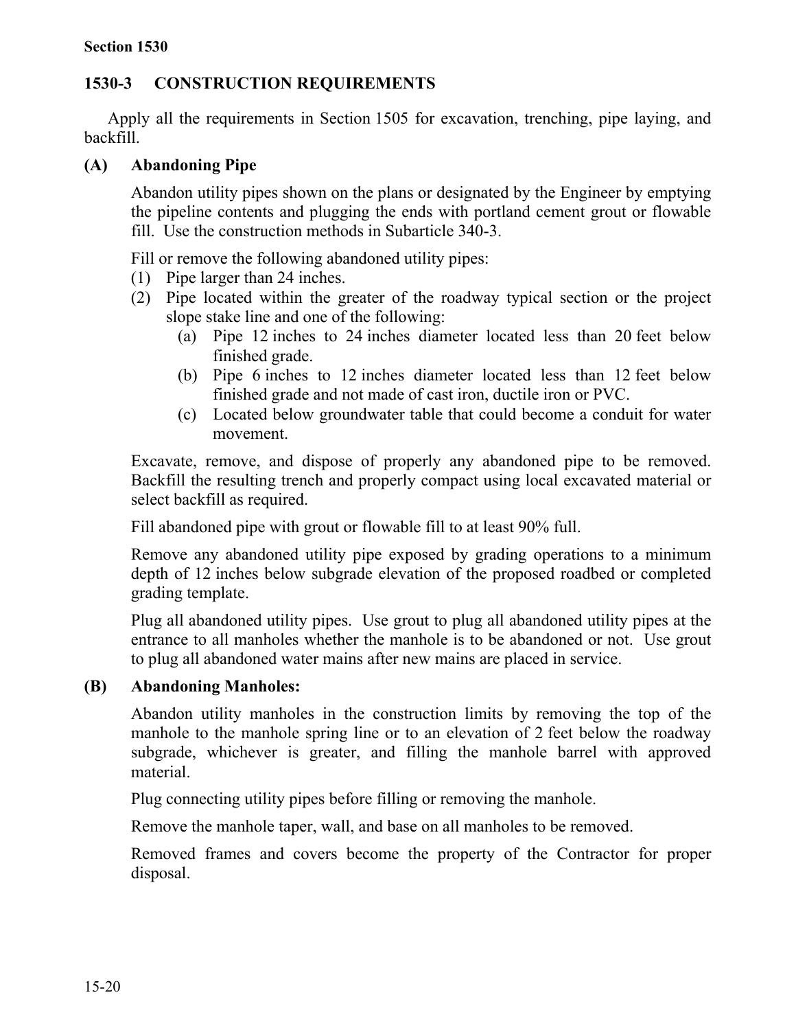## 1530-3 CONSTRUCTION REQUIREMENTS

Apply all the requirements in Section 1505 for excavation, trenching, pipe laying, and backfill.

### (A) Abandoning Pipe

Abandon utility pipes shown on the plans or designated by the Engineer by emptying the pipeline contents and plugging the ends with portland cement grout or flowable fill. Use the construction methods in Subarticle 340-3.

Fill or remove the following abandoned utility pipes:

(1) Pipe larger than 24 inches.

(2) Pipe located within the greater of the roadway typical section or the project slope stake line and one of the following:

   (a) Pipe 12 inches to 24 inches diameter located less than 20 feet below finished grade.

   (b) Pipe 6 inches to 12 inches diameter located less than 12 feet below finished grade and not made of cast iron, ductile iron or PVC.

   (c) Located below groundwater table that could become a conduit for water movement.

Excavate, remove, and dispose of properly any abandoned pipe to be removed. Backfill the resulting trench and properly compact using local excavated material or select backfill as required.

Fill abandoned pipe with grout or flowable fill to at least 90% full.

Remove any abandoned utility pipe exposed by grading operations to a minimum depth of 12 inches below subgrade elevation of the proposed roadbed or completed grading template.

Plug all abandoned utility pipes. Use grout to plug all abandoned utility pipes at the entrance to all manholes whether the manhole is to be abandoned or not. Use grout to plug all abandoned water mains after new mains are placed in service.

### (B) Abandoning Manholes:

Abandon utility manholes in the construction limits by removing the top of the manhole to the manhole spring line or to an elevation of 2 feet below the roadway subgrade, whichever is greater, and filling the manhole barrel with approved material.

Plug connecting utility pipes before filling or removing the manhole.

Remove the manhole taper, wall, and base on all manholes to be removed.

Removed frames and covers become the property of the Contractor for proper disposal.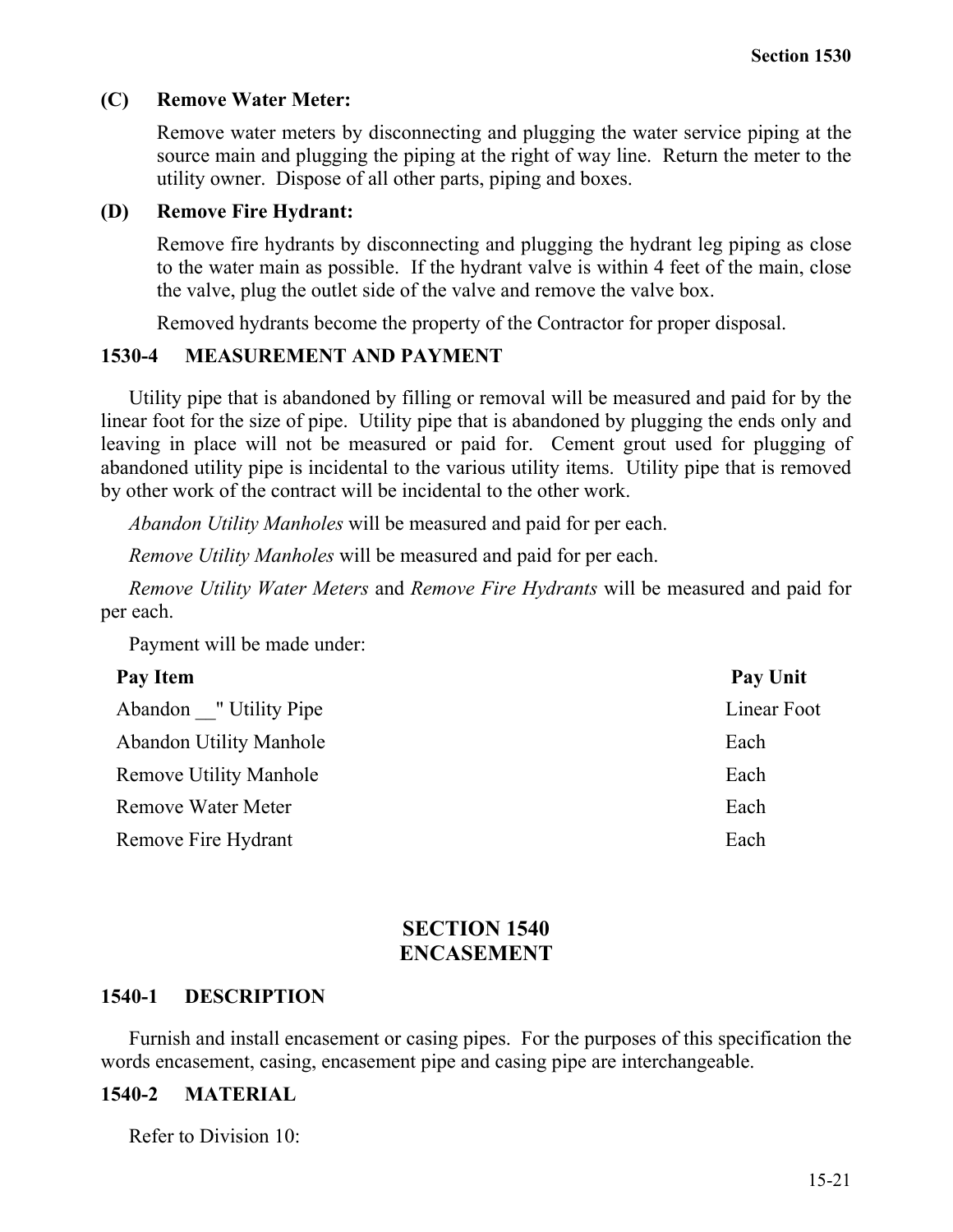**(C) Remove Water Meter:**

Remove water meters by disconnecting and plugging the water service piping at the source main and plugging the piping at the right of way line. Return the meter to the utility owner. Dispose of all other parts, piping and boxes.

**(D) Remove Fire Hydrant:**

Remove fire hydrants by disconnecting and plugging the hydrant leg piping as close to the water main as possible. If the hydrant valve is within 4 feet of the main, close the valve, plug the outlet side of the valve and remove the valve box.

Removed hydrants become the property of the Contractor for proper disposal.

### 1530-4 MEASUREMENT AND PAYMENT

Utility pipe that is abandoned by filling or removal will be measured and paid for by the linear foot for the size of pipe. Utility pipe that is abandoned by plugging the ends only and leaving in place will not be measured or paid for. Cement grout used for plugging of abandoned utility pipe is incidental to the various utility items. Utility pipe that is removed by other work of the contract will be incidental to the other work.

*Abandon Utility Manholes* will be measured and paid for per each.

*Remove Utility Manholes* will be measured and paid for per each.

*Remove Utility Water Meters* and *Remove Fire Hydrants* will be measured and paid for per each.

Payment will be made under:

| Pay Item | Pay Unit |
|---|---|
| Abandon __" Utility Pipe | Linear Foot |
| Abandon Utility Manhole | Each |
| Remove Utility Manhole | Each |
| Remove Water Meter | Each |
| Remove Fire Hydrant | Each |

## SECTION 1540
## ENCASEMENT

### 1540-1 DESCRIPTION

Furnish and install encasement or casing pipes. For the purposes of this specification the words encasement, casing, encasement pipe and casing pipe are interchangeable.

### 1540-2 MATERIAL

Refer to Division 10: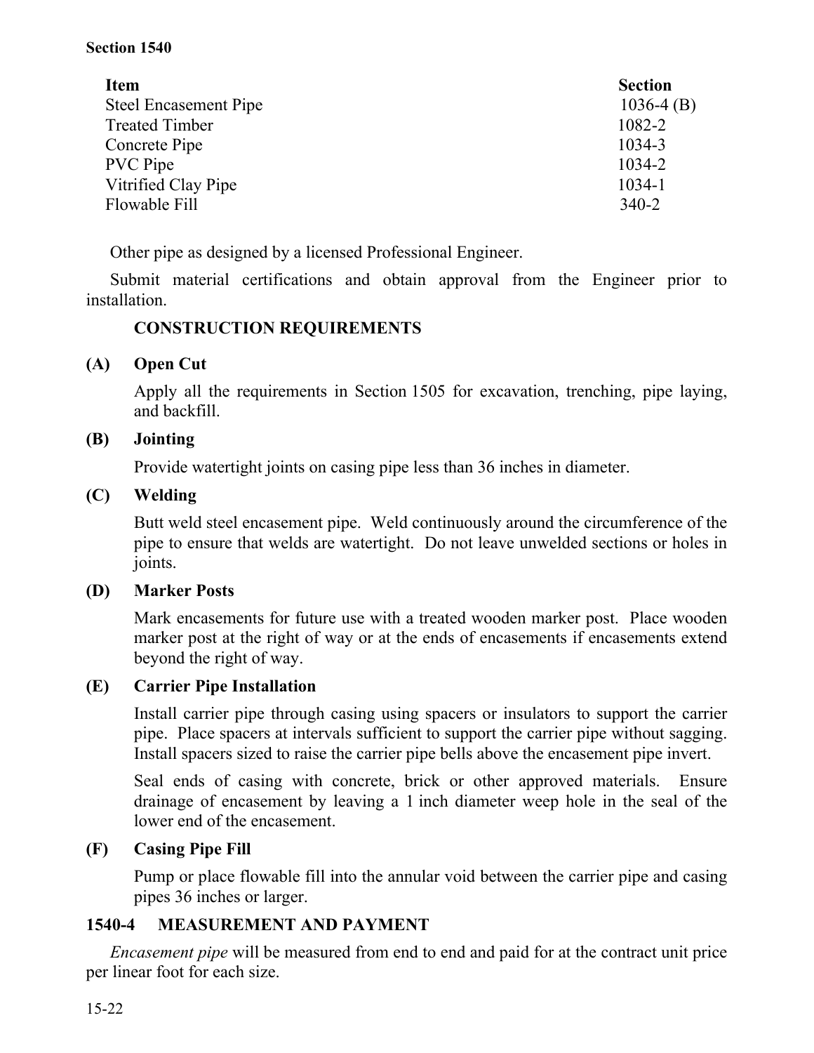| Item | Section |
|---|---|
| Steel Encasement Pipe | 1036-4 (B) |
| Treated Timber | 1082-2 |
| Concrete Pipe | 1034-3 |
| PVC Pipe | 1034-2 |
| Vitrified Clay Pipe | 1034-1 |
| Flowable Fill | 340-2 |

Other pipe as designed by a licensed Professional Engineer.

Submit material certifications and obtain approval from the Engineer prior to installation.

**CONSTRUCTION REQUIREMENTS**

**(A) Open Cut**

Apply all the requirements in Section 1505 for excavation, trenching, pipe laying, and backfill.

**(B) Jointing**

Provide watertight joints on casing pipe less than 36 inches in diameter.

**(C) Welding**

Butt weld steel encasement pipe. Weld continuously around the circumference of the pipe to ensure that welds are watertight. Do not leave unwelded sections or holes in joints.

**(D) Marker Posts**

Mark encasements for future use with a treated wooden marker post. Place wooden marker post at the right of way or at the ends of encasements if encasements extend beyond the right of way.

**(E) Carrier Pipe Installation**

Install carrier pipe through casing using spacers or insulators to support the carrier pipe. Place spacers at intervals sufficient to support the carrier pipe without sagging. Install spacers sized to raise the carrier pipe bells above the encasement pipe invert.

Seal ends of casing with concrete, brick or other approved materials. Ensure drainage of encasement by leaving a 1 inch diameter weep hole in the seal of the lower end of the encasement.

**(F) Casing Pipe Fill**

Pump or place flowable fill into the annular void between the carrier pipe and casing pipes 36 inches or larger.

## 1540-4 MEASUREMENT AND PAYMENT

*Encasement pipe* will be measured from end to end and paid for at the contract unit price per linear foot for each size.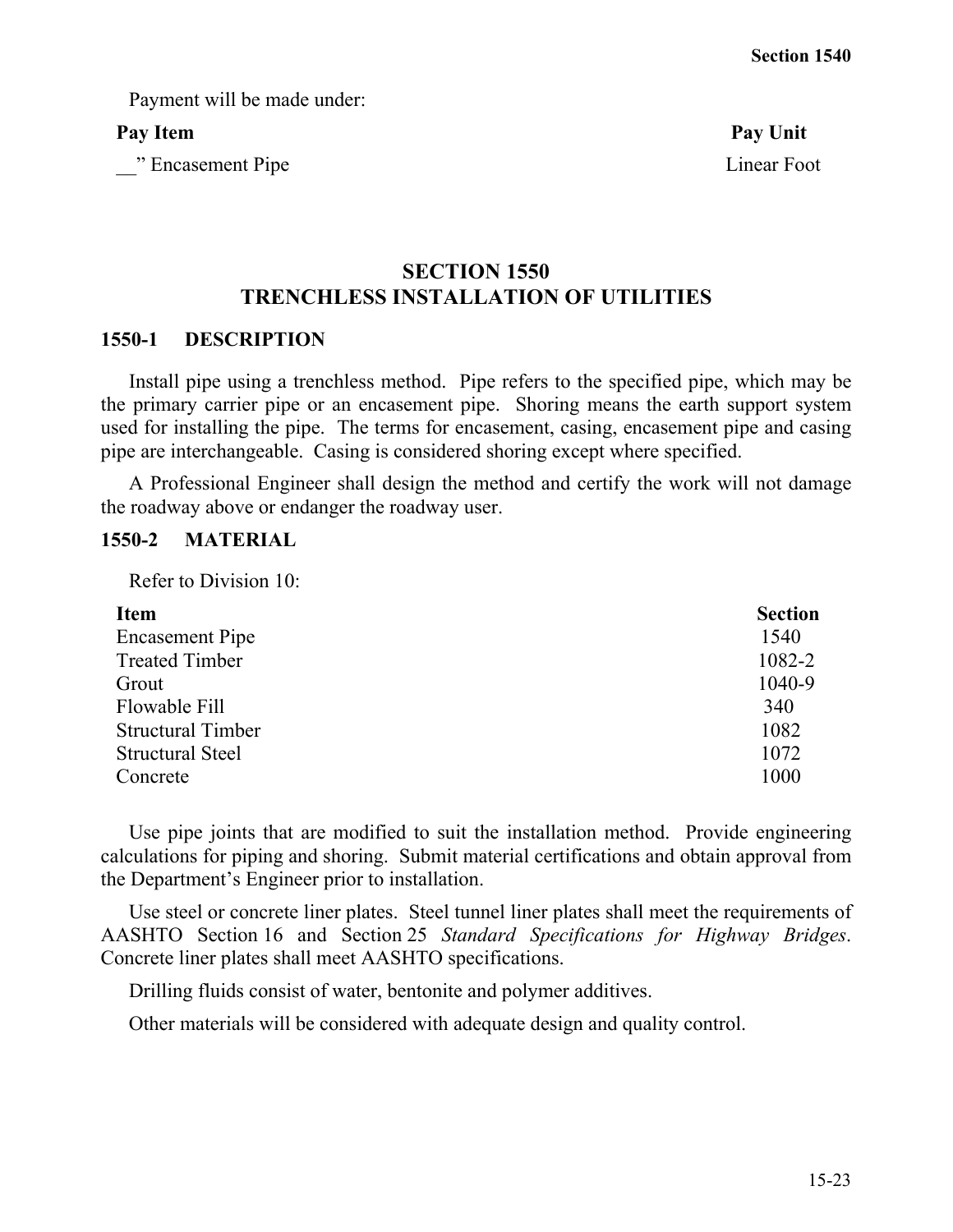Payment will be made under:

| Pay Item | Pay Unit |
|---|---|
| __" Encasement Pipe | Linear Foot |

# SECTION 1550
# TRENCHLESS INSTALLATION OF UTILITIES

## 1550-1 DESCRIPTION

Install pipe using a trenchless method. Pipe refers to the specified pipe, which may be the primary carrier pipe or an encasement pipe. Shoring means the earth support system used for installing the pipe. The terms for encasement, casing, encasement pipe and casing pipe are interchangeable. Casing is considered shoring except where specified.

A Professional Engineer shall design the method and certify the work will not damage the roadway above or endanger the roadway user.

## 1550-2 MATERIAL

Refer to Division 10:

| Item | Section |
|---|---|
| Encasement Pipe | 1540 |
| Treated Timber | 1082-2 |
| Grout | 1040-9 |
| Flowable Fill | 340 |
| Structural Timber | 1082 |
| Structural Steel | 1072 |
| Concrete | 1000 |

Use pipe joints that are modified to suit the installation method. Provide engineering calculations for piping and shoring. Submit material certifications and obtain approval from the Department's Engineer prior to installation.

Use steel or concrete liner plates. Steel tunnel liner plates shall meet the requirements of AASHTO Section 16 and Section 25 *Standard Specifications for Highway Bridges*. Concrete liner plates shall meet AASHTO specifications.

Drilling fluids consist of water, bentonite and polymer additives.

Other materials will be considered with adequate design and quality control.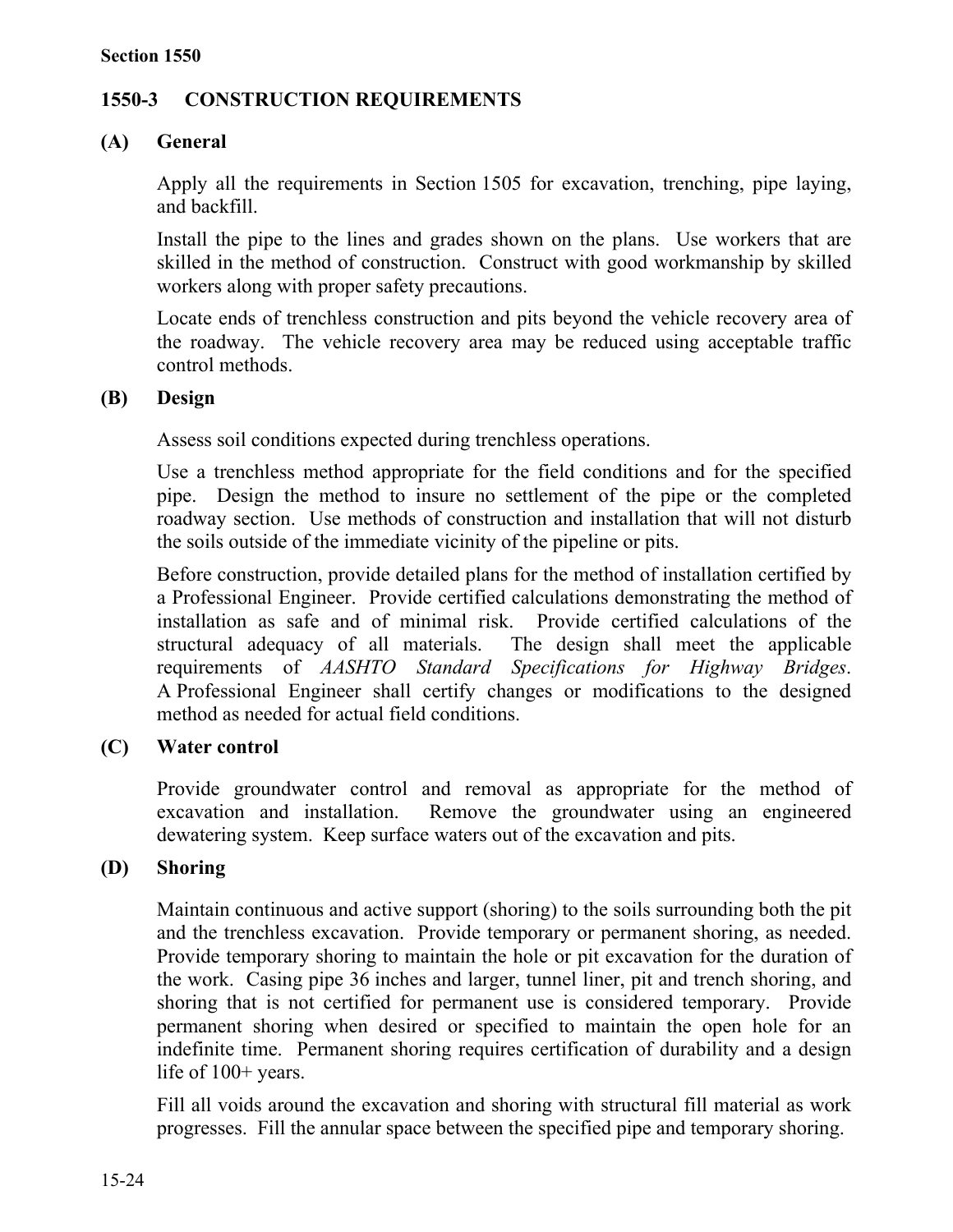## 1550-3 CONSTRUCTION REQUIREMENTS

### (A) General

Apply all the requirements in Section 1505 for excavation, trenching, pipe laying, and backfill.

Install the pipe to the lines and grades shown on the plans. Use workers that are skilled in the method of construction. Construct with good workmanship by skilled workers along with proper safety precautions.

Locate ends of trenchless construction and pits beyond the vehicle recovery area of the roadway. The vehicle recovery area may be reduced using acceptable traffic control methods.

### (B) Design

Assess soil conditions expected during trenchless operations.

Use a trenchless method appropriate for the field conditions and for the specified pipe. Design the method to insure no settlement of the pipe or the completed roadway section. Use methods of construction and installation that will not disturb the soils outside of the immediate vicinity of the pipeline or pits.

Before construction, provide detailed plans for the method of installation certified by a Professional Engineer. Provide certified calculations demonstrating the method of installation as safe and of minimal risk. Provide certified calculations of the structural adequacy of all materials. The design shall meet the applicable requirements of *AASHTO Standard Specifications for Highway Bridges*. A Professional Engineer shall certify changes or modifications to the designed method as needed for actual field conditions.

### (C) Water control

Provide groundwater control and removal as appropriate for the method of excavation and installation. Remove the groundwater using an engineered dewatering system. Keep surface waters out of the excavation and pits.

### (D) Shoring

Maintain continuous and active support (shoring) to the soils surrounding both the pit and the trenchless excavation. Provide temporary or permanent shoring, as needed. Provide temporary shoring to maintain the hole or pit excavation for the duration of the work. Casing pipe 36 inches and larger, tunnel liner, pit and trench shoring, and shoring that is not certified for permanent use is considered temporary. Provide permanent shoring when desired or specified to maintain the open hole for an indefinite time. Permanent shoring requires certification of durability and a design life of 100+ years.

Fill all voids around the excavation and shoring with structural fill material as work progresses. Fill the annular space between the specified pipe and temporary shoring.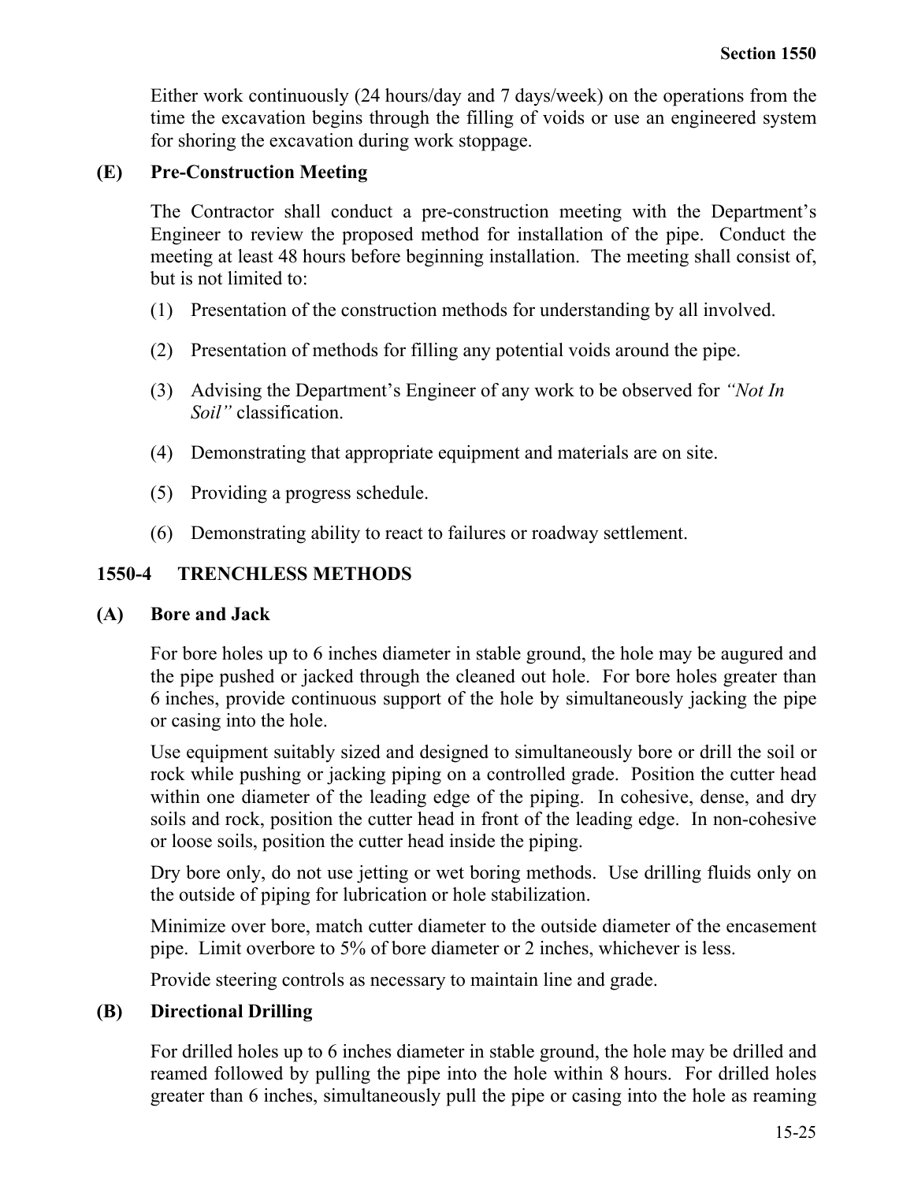Either work continuously (24 hours/day and 7 days/week) on the operations from the time the excavation begins through the filling of voids or use an engineered system for shoring the excavation during work stoppage.

### (E) Pre-Construction Meeting

The Contractor shall conduct a pre-construction meeting with the Department's Engineer to review the proposed method for installation of the pipe. Conduct the meeting at least 48 hours before beginning installation. The meeting shall consist of, but is not limited to:

(1) Presentation of the construction methods for understanding by all involved.

(2) Presentation of methods for filling any potential voids around the pipe.

(3) Advising the Department's Engineer of any work to be observed for *"Not In Soil"* classification.

(4) Demonstrating that appropriate equipment and materials are on site.

(5) Providing a progress schedule.

(6) Demonstrating ability to react to failures or roadway settlement.

## 1550-4 TRENCHLESS METHODS

### (A) Bore and Jack

For bore holes up to 6 inches diameter in stable ground, the hole may be augured and the pipe pushed or jacked through the cleaned out hole. For bore holes greater than 6 inches, provide continuous support of the hole by simultaneously jacking the pipe or casing into the hole.

Use equipment suitably sized and designed to simultaneously bore or drill the soil or rock while pushing or jacking piping on a controlled grade. Position the cutter head within one diameter of the leading edge of the piping. In cohesive, dense, and dry soils and rock, position the cutter head in front of the leading edge. In non-cohesive or loose soils, position the cutter head inside the piping.

Dry bore only, do not use jetting or wet boring methods. Use drilling fluids only on the outside of piping for lubrication or hole stabilization.

Minimize over bore, match cutter diameter to the outside diameter of the encasement pipe. Limit overbore to 5% of bore diameter or 2 inches, whichever is less.

Provide steering controls as necessary to maintain line and grade.

### (B) Directional Drilling

For drilled holes up to 6 inches diameter in stable ground, the hole may be drilled and reamed followed by pulling the pipe into the hole within 8 hours. For drilled holes greater than 6 inches, simultaneously pull the pipe or casing into the hole as reaming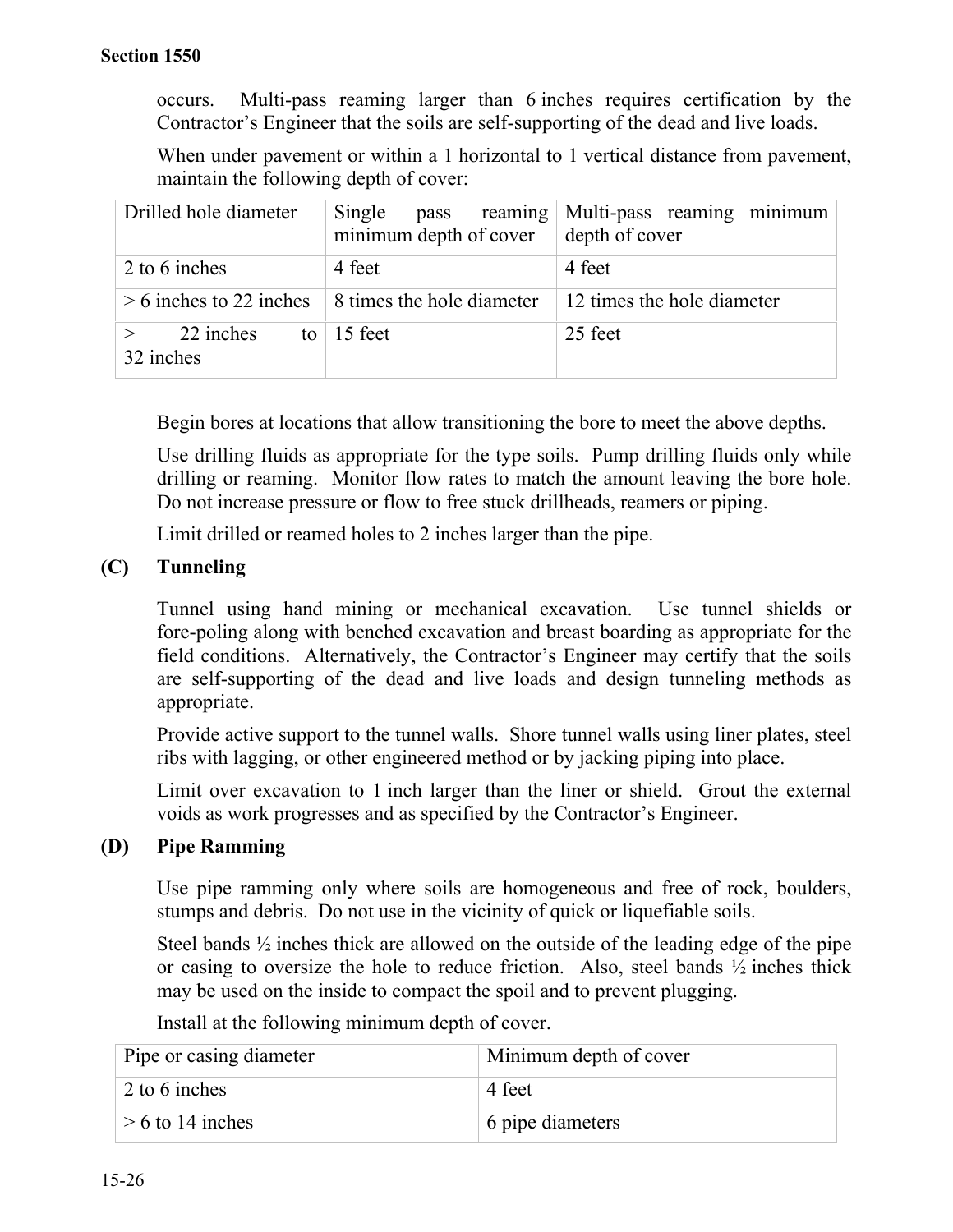occurs. Multi-pass reaming larger than 6 inches requires certification by the Contractor's Engineer that the soils are self-supporting of the dead and live loads.

When under pavement or within a 1 horizontal to 1 vertical distance from pavement, maintain the following depth of cover:

| Drilled hole diameter | Single pass reaming minimum depth of cover | Multi-pass reaming minimum depth of cover |
|---|---|---|
| 2 to 6 inches | 4 feet | 4 feet |
| > 6 inches to 22 inches | 8 times the hole diameter | 12 times the hole diameter |
| > 22 inches to 32 inches | 15 feet | 25 feet |

Begin bores at locations that allow transitioning the bore to meet the above depths.

Use drilling fluids as appropriate for the type soils. Pump drilling fluids only while drilling or reaming. Monitor flow rates to match the amount leaving the bore hole. Do not increase pressure or flow to free stuck drillheads, reamers or piping.

Limit drilled or reamed holes to 2 inches larger than the pipe.

**(C) Tunneling**

Tunnel using hand mining or mechanical excavation. Use tunnel shields or fore-poling along with benched excavation and breast boarding as appropriate for the field conditions. Alternatively, the Contractor's Engineer may certify that the soils are self-supporting of the dead and live loads and design tunneling methods as appropriate.

Provide active support to the tunnel walls. Shore tunnel walls using liner plates, steel ribs with lagging, or other engineered method or by jacking piping into place.

Limit over excavation to 1 inch larger than the liner or shield. Grout the external voids as work progresses and as specified by the Contractor's Engineer.

**(D) Pipe Ramming**

Use pipe ramming only where soils are homogeneous and free of rock, boulders, stumps and debris. Do not use in the vicinity of quick or liquefiable soils.

Steel bands ½ inches thick are allowed on the outside of the leading edge of the pipe or casing to oversize the hole to reduce friction. Also, steel bands ½ inches thick may be used on the inside to compact the spoil and to prevent plugging.

Install at the following minimum depth of cover.

| Pipe or casing diameter | Minimum depth of cover |
|---|---|
| 2 to 6 inches | 4 feet |
| > 6 to 14 inches | 6 pipe diameters |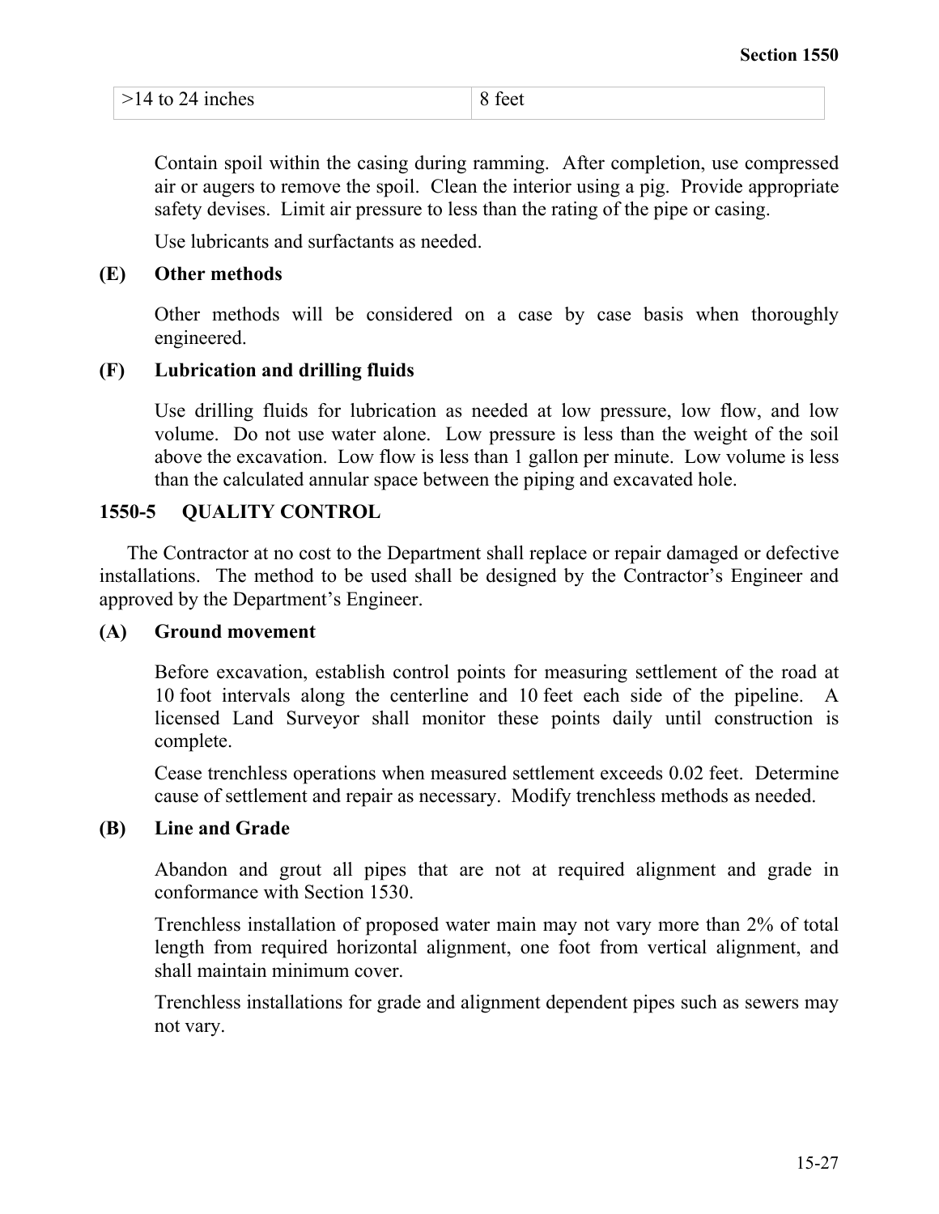| >14 to 24 inches | 8 feet |
|---|---|

Contain spoil within the casing during ramming. After completion, use compressed air or augers to remove the spoil. Clean the interior using a pig. Provide appropriate safety devises. Limit air pressure to less than the rating of the pipe or casing.

Use lubricants and surfactants as needed.

**(E) Other methods**

Other methods will be considered on a case by case basis when thoroughly engineered.

**(F) Lubrication and drilling fluids**

Use drilling fluids for lubrication as needed at low pressure, low flow, and low volume. Do not use water alone. Low pressure is less than the weight of the soil above the excavation. Low flow is less than 1 gallon per minute. Low volume is less than the calculated annular space between the piping and excavated hole.

## 1550-5 QUALITY CONTROL

The Contractor at no cost to the Department shall replace or repair damaged or defective installations. The method to be used shall be designed by the Contractor's Engineer and approved by the Department's Engineer.

**(A) Ground movement**

Before excavation, establish control points for measuring settlement of the road at 10 foot intervals along the centerline and 10 feet each side of the pipeline. A licensed Land Surveyor shall monitor these points daily until construction is complete.

Cease trenchless operations when measured settlement exceeds 0.02 feet. Determine cause of settlement and repair as necessary. Modify trenchless methods as needed.

**(B) Line and Grade**

Abandon and grout all pipes that are not at required alignment and grade in conformance with Section 1530.

Trenchless installation of proposed water main may not vary more than 2% of total length from required horizontal alignment, one foot from vertical alignment, and shall maintain minimum cover.

Trenchless installations for grade and alignment dependent pipes such as sewers may not vary.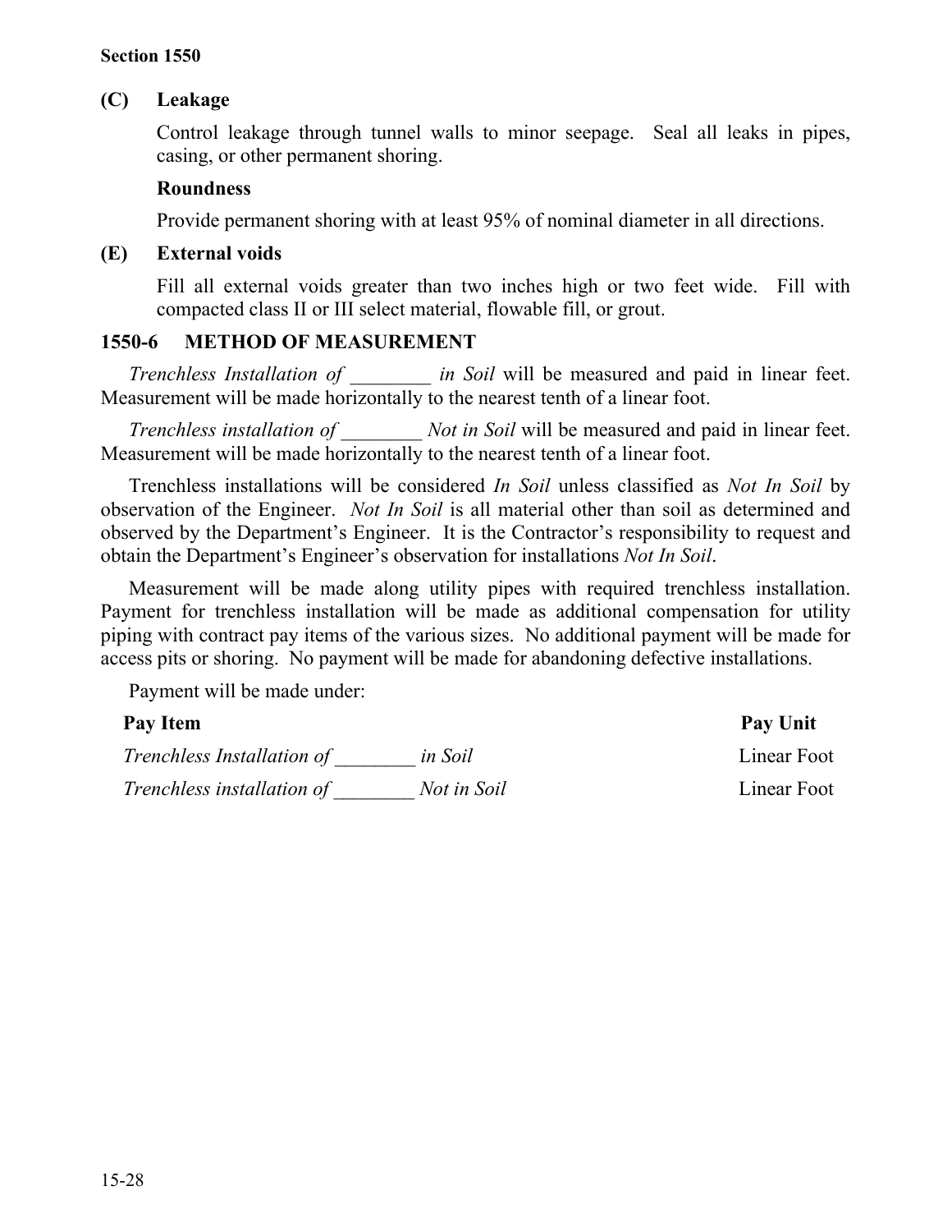**(C) Leakage**

Control leakage through tunnel walls to minor seepage. Seal all leaks in pipes, casing, or other permanent shoring.

**Roundness**

Provide permanent shoring with at least 95% of nominal diameter in all directions.

**(E) External voids**

Fill all external voids greater than two inches high or two feet wide. Fill with compacted class II or III select material, flowable fill, or grout.

## 1550-6 METHOD OF MEASUREMENT

*Trenchless Installation of ________ in Soil* will be measured and paid in linear feet. Measurement will be made horizontally to the nearest tenth of a linear foot.

*Trenchless installation of ________ Not in Soil* will be measured and paid in linear feet. Measurement will be made horizontally to the nearest tenth of a linear foot.

Trenchless installations will be considered *In Soil* unless classified as *Not In Soil* by observation of the Engineer. *Not In Soil* is all material other than soil as determined and observed by the Department's Engineer. It is the Contractor's responsibility to request and obtain the Department's Engineer's observation for installations *Not In Soil*.

Measurement will be made along utility pipes with required trenchless installation. Payment for trenchless installation will be made as additional compensation for utility piping with contract pay items of the various sizes. No additional payment will be made for access pits or shoring. No payment will be made for abandoning defective installations.

Payment will be made under:

| Pay Item | Pay Unit |
|---|---|
| *Trenchless Installation of ________ in Soil* | Linear Foot |
| *Trenchless installation of ________ Not in Soil* | Linear Foot |